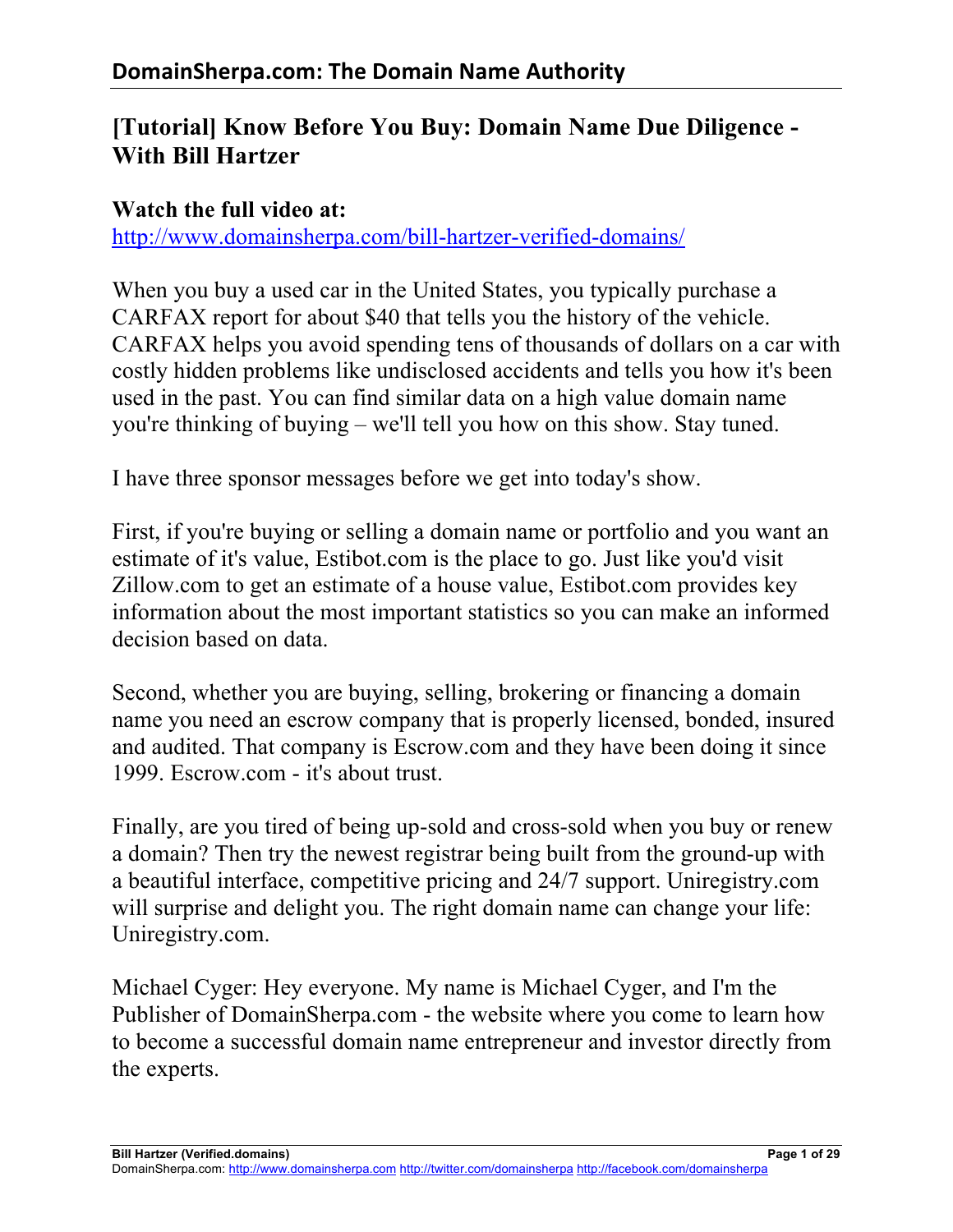# [Tutorial] Know Before You Buy: Domain Name Due Diligence - With Bill Hartzer

**Watch the full video at:**
[http://www.domainsherpa.com/bill-hartzer-verified-domains/](http://www.domainsherpa.com/bill-hartzer-verified-domains/)

When you buy a used car in the United States, you typically purchase a CARFAX report for about $40 that tells you the history of the vehicle. CARFAX helps you avoid spending tens of thousands of dollars on a car with costly hidden problems like undisclosed accidents and tells you how it's been used in the past. You can find similar data on a high value domain name you're thinking of buying – we'll tell you how on this show. Stay tuned.

I have three sponsor messages before we get into today's show.

First, if you're buying or selling a domain name or portfolio and you want an estimate of it's value, Estibot.com is the place to go. Just like you'd visit Zillow.com to get an estimate of a house value, Estibot.com provides key information about the most important statistics so you can make an informed decision based on data.

Second, whether you are buying, selling, brokering or financing a domain name you need an escrow company that is properly licensed, bonded, insured and audited. That company is Escrow.com and they have been doing it since 1999. Escrow.com - it's about trust.

Finally, are you tired of being up-sold and cross-sold when you buy or renew a domain? Then try the newest registrar being built from the ground-up with a beautiful interface, competitive pricing and 24/7 support. Uniregistry.com will surprise and delight you. The right domain name can change your life: Uniregistry.com.

Michael Cyger: Hey everyone. My name is Michael Cyger, and I'm the Publisher of DomainSherpa.com - the website where you come to learn how to become a successful domain name entrepreneur and investor directly from the experts.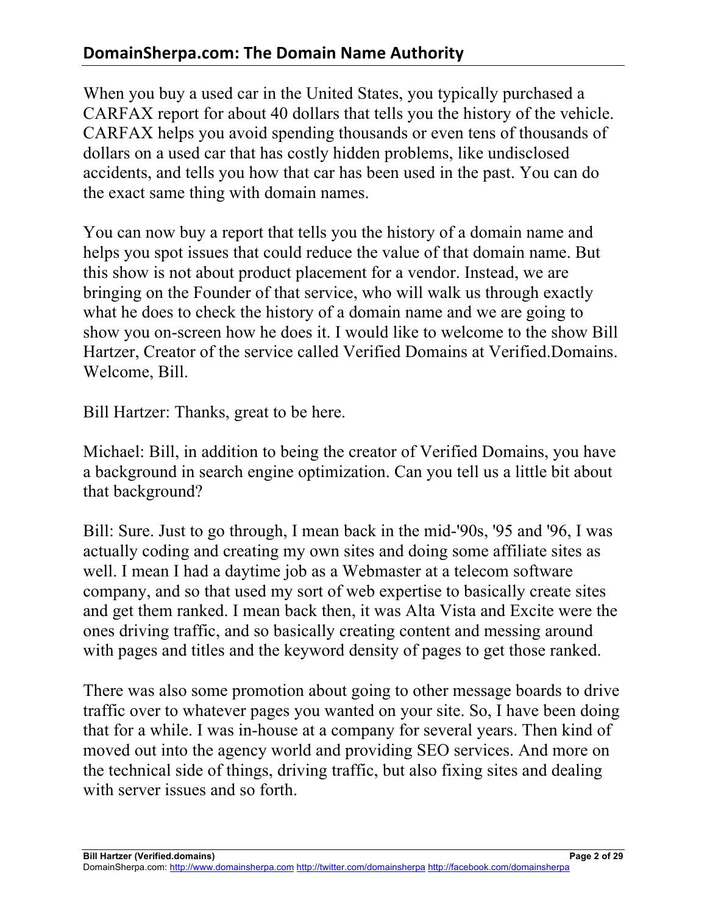When you buy a used car in the United States, you typically purchased a CARFAX report for about 40 dollars that tells you the history of the vehicle. CARFAX helps you avoid spending thousands or even tens of thousands of dollars on a used car that has costly hidden problems, like undisclosed accidents, and tells you how that car has been used in the past. You can do the exact same thing with domain names.

You can now buy a report that tells you the history of a domain name and helps you spot issues that could reduce the value of that domain name. But this show is not about product placement for a vendor. Instead, we are bringing on the Founder of that service, who will walk us through exactly what he does to check the history of a domain name and we are going to show you on-screen how he does it. I would like to welcome to the show Bill Hartzer, Creator of the service called Verified Domains at Verified.Domains. Welcome, Bill.

Bill Hartzer: Thanks, great to be here.

Michael: Bill, in addition to being the creator of Verified Domains, you have a background in search engine optimization. Can you tell us a little bit about that background?

Bill: Sure. Just to go through, I mean back in the mid-'90s, '95 and '96, I was actually coding and creating my own sites and doing some affiliate sites as well. I mean I had a daytime job as a Webmaster at a telecom software company, and so that used my sort of web expertise to basically create sites and get them ranked. I mean back then, it was Alta Vista and Excite were the ones driving traffic, and so basically creating content and messing around with pages and titles and the keyword density of pages to get those ranked.

There was also some promotion about going to other message boards to drive traffic over to whatever pages you wanted on your site. So, I have been doing that for a while. I was in-house at a company for several years. Then kind of moved out into the agency world and providing SEO services. And more on the technical side of things, driving traffic, but also fixing sites and dealing with server issues and so forth.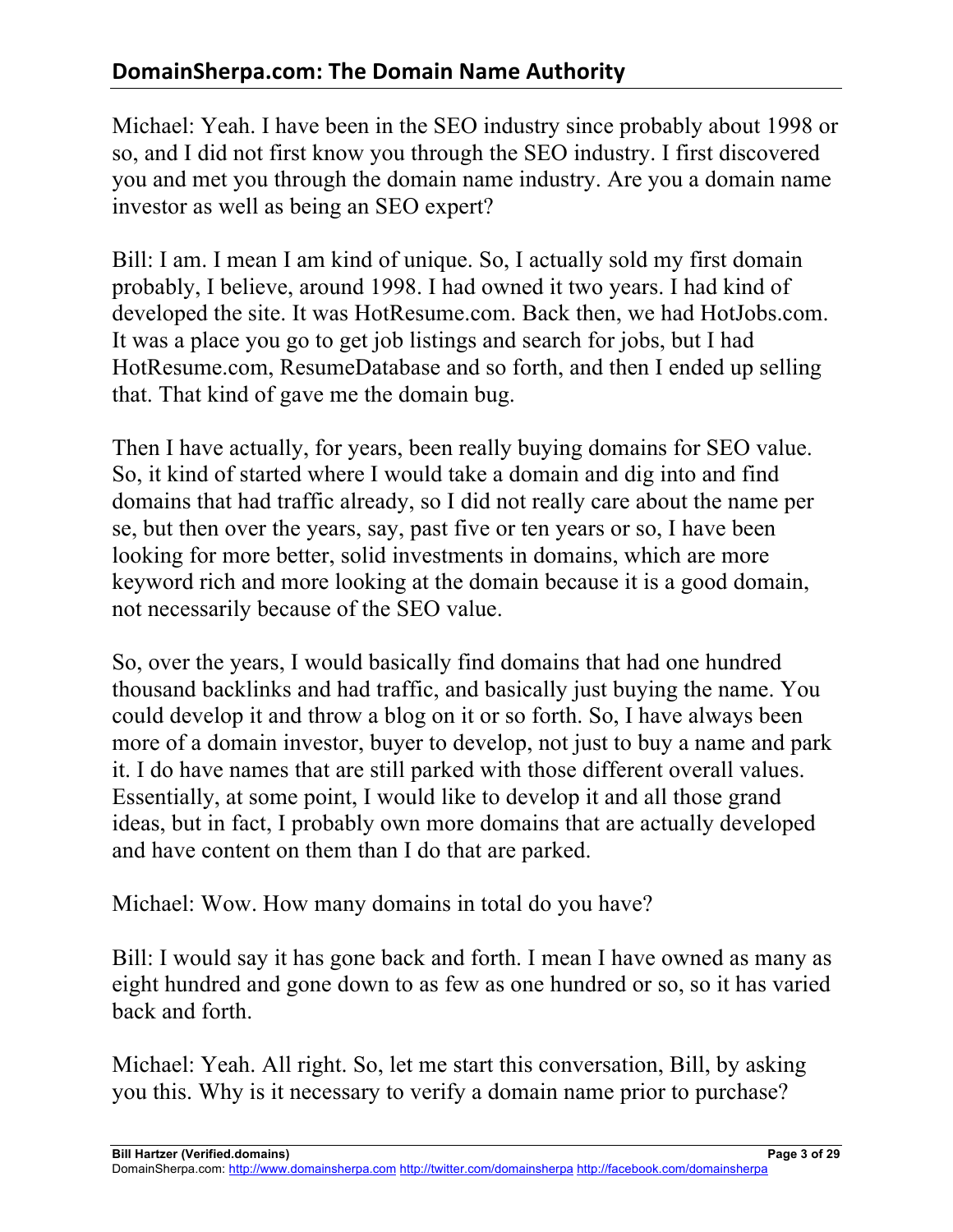Michael: Yeah. I have been in the SEO industry since probably about 1998 or so, and I did not first know you through the SEO industry. I first discovered you and met you through the domain name industry. Are you a domain name investor as well as being an SEO expert?

Bill: I am. I mean I am kind of unique. So, I actually sold my first domain probably, I believe, around 1998. I had owned it two years. I had kind of developed the site. It was HotResume.com. Back then, we had HotJobs.com. It was a place you go to get job listings and search for jobs, but I had HotResume.com, ResumeDatabase and so forth, and then I ended up selling that. That kind of gave me the domain bug.

Then I have actually, for years, been really buying domains for SEO value. So, it kind of started where I would take a domain and dig into and find domains that had traffic already, so I did not really care about the name per se, but then over the years, say, past five or ten years or so, I have been looking for more better, solid investments in domains, which are more keyword rich and more looking at the domain because it is a good domain, not necessarily because of the SEO value.

So, over the years, I would basically find domains that had one hundred thousand backlinks and had traffic, and basically just buying the name. You could develop it and throw a blog on it or so forth. So, I have always been more of a domain investor, buyer to develop, not just to buy a name and park it. I do have names that are still parked with those different overall values. Essentially, at some point, I would like to develop it and all those grand ideas, but in fact, I probably own more domains that are actually developed and have content on them than I do that are parked.

Michael: Wow. How many domains in total do you have?

Bill: I would say it has gone back and forth. I mean I have owned as many as eight hundred and gone down to as few as one hundred or so, so it has varied back and forth.

Michael: Yeah. All right. So, let me start this conversation, Bill, by asking you this. Why is it necessary to verify a domain name prior to purchase?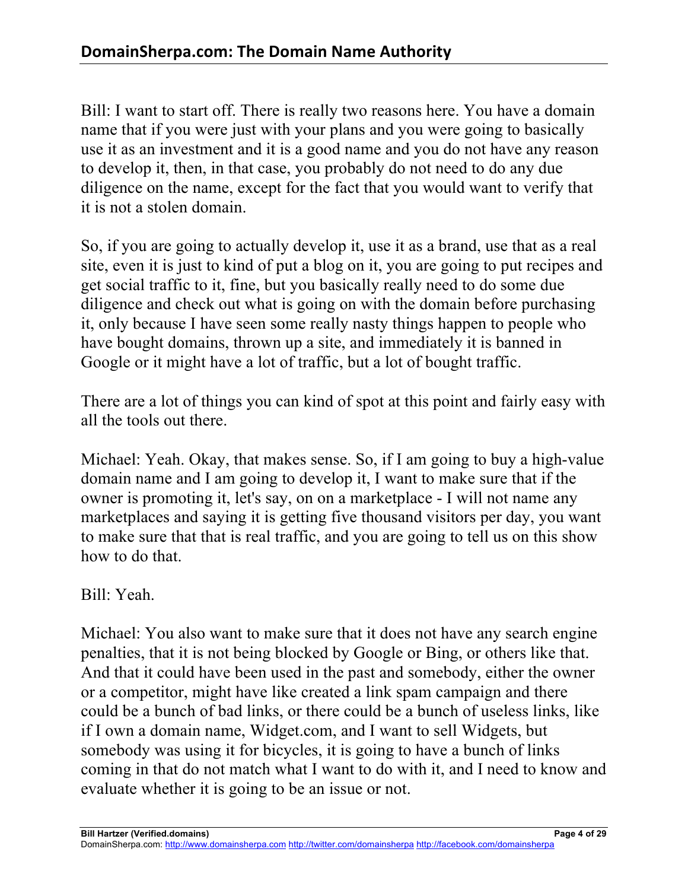Bill: I want to start off. There is really two reasons here. You have a domain name that if you were just with your plans and you were going to basically use it as an investment and it is a good name and you do not have any reason to develop it, then, in that case, you probably do not need to do any due diligence on the name, except for the fact that you would want to verify that it is not a stolen domain.

So, if you are going to actually develop it, use it as a brand, use that as a real site, even it is just to kind of put a blog on it, you are going to put recipes and get social traffic to it, fine, but you basically really need to do some due diligence and check out what is going on with the domain before purchasing it, only because I have seen some really nasty things happen to people who have bought domains, thrown up a site, and immediately it is banned in Google or it might have a lot of traffic, but a lot of bought traffic.

There are a lot of things you can kind of spot at this point and fairly easy with all the tools out there.

Michael: Yeah. Okay, that makes sense. So, if I am going to buy a high-value domain name and I am going to develop it, I want to make sure that if the owner is promoting it, let's say, on on a marketplace - I will not name any marketplaces and saying it is getting five thousand visitors per day, you want to make sure that that is real traffic, and you are going to tell us on this show how to do that.

Bill: Yeah.

Michael: You also want to make sure that it does not have any search engine penalties, that it is not being blocked by Google or Bing, or others like that. And that it could have been used in the past and somebody, either the owner or a competitor, might have like created a link spam campaign and there could be a bunch of bad links, or there could be a bunch of useless links, like if I own a domain name, Widget.com, and I want to sell Widgets, but somebody was using it for bicycles, it is going to have a bunch of links coming in that do not match what I want to do with it, and I need to know and evaluate whether it is going to be an issue or not.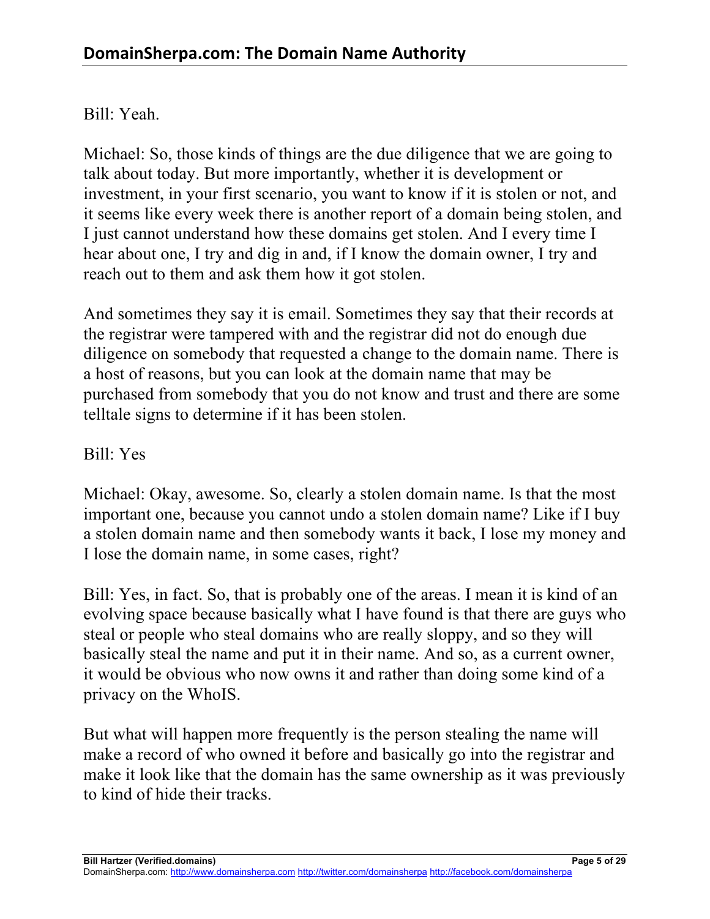Bill: Yeah.

Michael: So, those kinds of things are the due diligence that we are going to talk about today. But more importantly, whether it is development or investment, in your first scenario, you want to know if it is stolen or not, and it seems like every week there is another report of a domain being stolen, and I just cannot understand how these domains get stolen. And I every time I hear about one, I try and dig in and, if I know the domain owner, I try and reach out to them and ask them how it got stolen.

And sometimes they say it is email. Sometimes they say that their records at the registrar were tampered with and the registrar did not do enough due diligence on somebody that requested a change to the domain name. There is a host of reasons, but you can look at the domain name that may be purchased from somebody that you do not know and trust and there are some telltale signs to determine if it has been stolen.

Bill: Yes

Michael: Okay, awesome. So, clearly a stolen domain name. Is that the most important one, because you cannot undo a stolen domain name? Like if I buy a stolen domain name and then somebody wants it back, I lose my money and I lose the domain name, in some cases, right?

Bill: Yes, in fact. So, that is probably one of the areas. I mean it is kind of an evolving space because basically what I have found is that there are guys who steal or people who steal domains who are really sloppy, and so they will basically steal the name and put it in their name. And so, as a current owner, it would be obvious who now owns it and rather than doing some kind of a privacy on the WhoIS.

But what will happen more frequently is the person stealing the name will make a record of who owned it before and basically go into the registrar and make it look like that the domain has the same ownership as it was previously to kind of hide their tracks.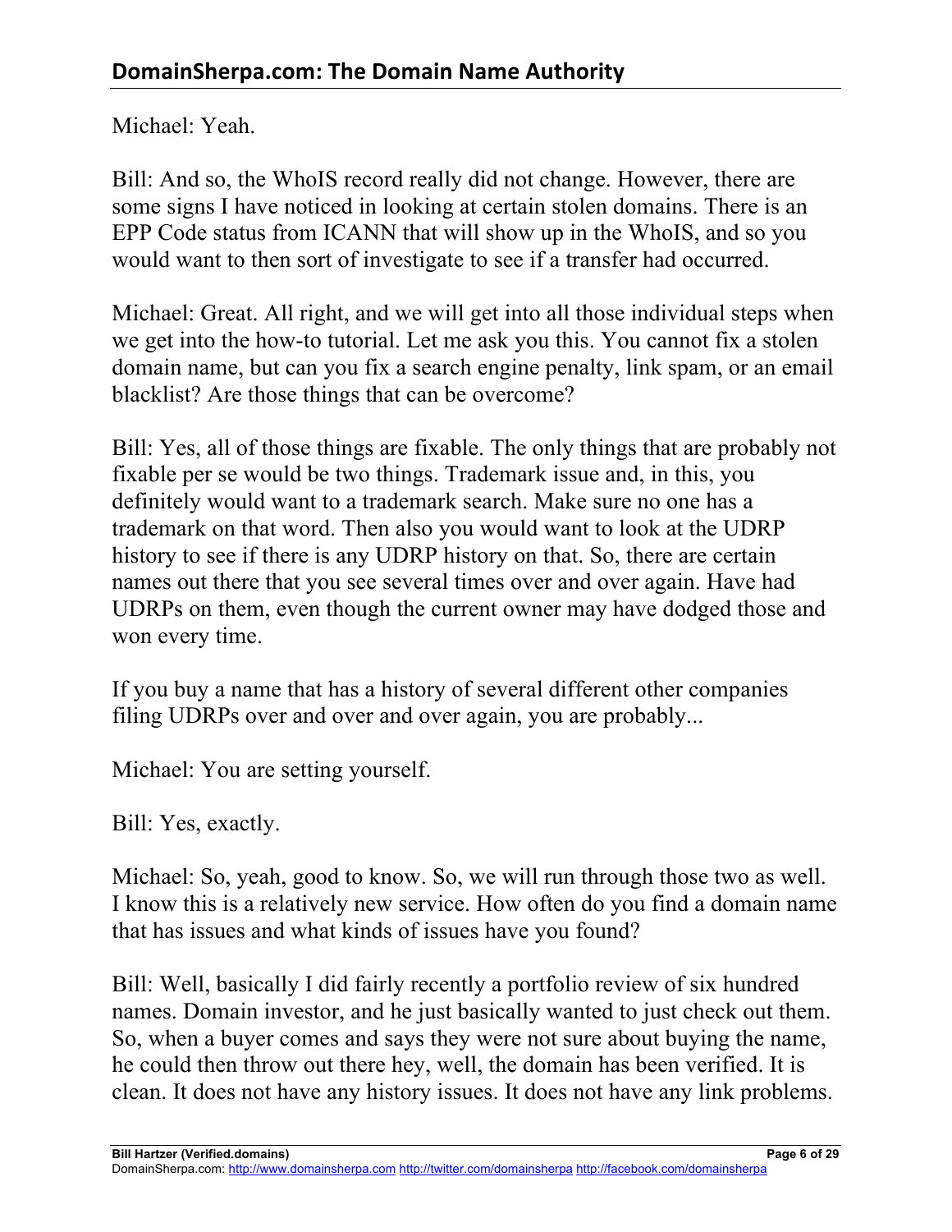Michael: Yeah.

Bill: And so, the WhoIS record really did not change. However, there are some signs I have noticed in looking at certain stolen domains. There is an EPP Code status from ICANN that will show up in the WhoIS, and so you would want to then sort of investigate to see if a transfer had occurred.

Michael: Great. All right, and we will get into all those individual steps when we get into the how-to tutorial. Let me ask you this. You cannot fix a stolen domain name, but can you fix a search engine penalty, link spam, or an email blacklist? Are those things that can be overcome?

Bill: Yes, all of those things are fixable. The only things that are probably not fixable per se would be two things. Trademark issue and, in this, you definitely would want to a trademark search. Make sure no one has a trademark on that word. Then also you would want to look at the UDRP history to see if there is any UDRP history on that. So, there are certain names out there that you see several times over and over again. Have had UDRPs on them, even though the current owner may have dodged those and won every time.

If you buy a name that has a history of several different other companies filing UDRPs over and over and over again, you are probably...

Michael: You are setting yourself.

Bill: Yes, exactly.

Michael: So, yeah, good to know. So, we will run through those two as well. I know this is a relatively new service. How often do you find a domain name that has issues and what kinds of issues have you found?

Bill: Well, basically I did fairly recently a portfolio review of six hundred names. Domain investor, and he just basically wanted to just check out them. So, when a buyer comes and says they were not sure about buying the name, he could then throw out there hey, well, the domain has been verified. It is clean. It does not have any history issues. It does not have any link problems.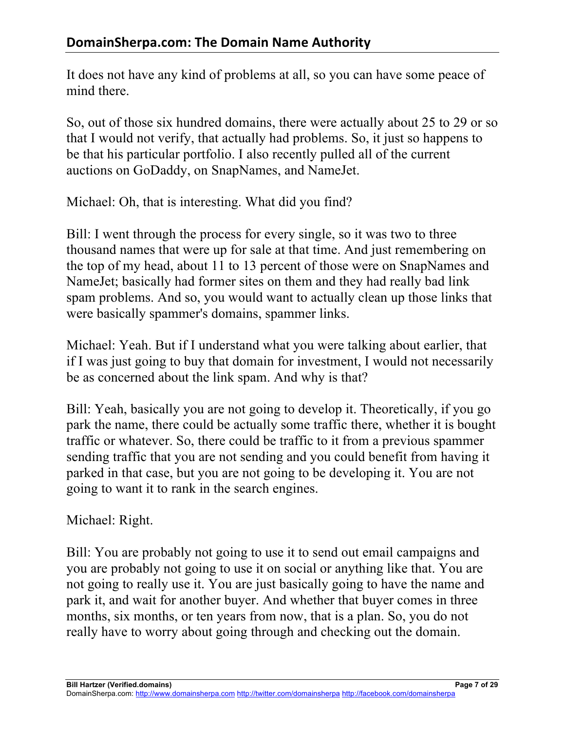It does not have any kind of problems at all, so you can have some peace of mind there.

So, out of those six hundred domains, there were actually about 25 to 29 or so that I would not verify, that actually had problems. So, it just so happens to be that his particular portfolio. I also recently pulled all of the current auctions on GoDaddy, on SnapNames, and NameJet.

Michael: Oh, that is interesting. What did you find?

Bill: I went through the process for every single, so it was two to three thousand names that were up for sale at that time. And just remembering on the top of my head, about 11 to 13 percent of those were on SnapNames and NameJet; basically had former sites on them and they had really bad link spam problems. And so, you would want to actually clean up those links that were basically spammer's domains, spammer links.

Michael: Yeah. But if I understand what you were talking about earlier, that if I was just going to buy that domain for investment, I would not necessarily be as concerned about the link spam. And why is that?

Bill: Yeah, basically you are not going to develop it. Theoretically, if you go park the name, there could be actually some traffic there, whether it is bought traffic or whatever. So, there could be traffic to it from a previous spammer sending traffic that you are not sending and you could benefit from having it parked in that case, but you are not going to be developing it. You are not going to want it to rank in the search engines.

Michael: Right.

Bill: You are probably not going to use it to send out email campaigns and you are probably not going to use it on social or anything like that. You are not going to really use it. You are just basically going to have the name and park it, and wait for another buyer. And whether that buyer comes in three months, six months, or ten years from now, that is a plan. So, you do not really have to worry about going through and checking out the domain.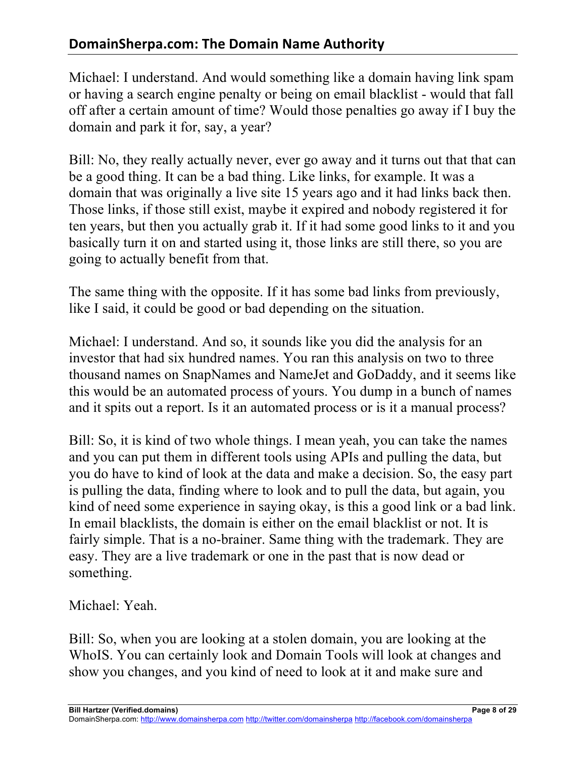Michael: I understand. And would something like a domain having link spam or having a search engine penalty or being on email blacklist - would that fall off after a certain amount of time? Would those penalties go away if I buy the domain and park it for, say, a year?

Bill: No, they really actually never, ever go away and it turns out that that can be a good thing. It can be a bad thing. Like links, for example. It was a domain that was originally a live site 15 years ago and it had links back then. Those links, if those still exist, maybe it expired and nobody registered it for ten years, but then you actually grab it. If it had some good links to it and you basically turn it on and started using it, those links are still there, so you are going to actually benefit from that.

The same thing with the opposite. If it has some bad links from previously, like I said, it could be good or bad depending on the situation.

Michael: I understand. And so, it sounds like you did the analysis for an investor that had six hundred names. You ran this analysis on two to three thousand names on SnapNames and NameJet and GoDaddy, and it seems like this would be an automated process of yours. You dump in a bunch of names and it spits out a report. Is it an automated process or is it a manual process?

Bill: So, it is kind of two whole things. I mean yeah, you can take the names and you can put them in different tools using APIs and pulling the data, but you do have to kind of look at the data and make a decision. So, the easy part is pulling the data, finding where to look and to pull the data, but again, you kind of need some experience in saying okay, is this a good link or a bad link. In email blacklists, the domain is either on the email blacklist or not. It is fairly simple. That is a no-brainer. Same thing with the trademark. They are easy. They are a live trademark or one in the past that is now dead or something.

Michael: Yeah.

Bill: So, when you are looking at a stolen domain, you are looking at the WhoIS. You can certainly look and Domain Tools will look at changes and show you changes, and you kind of need to look at it and make sure and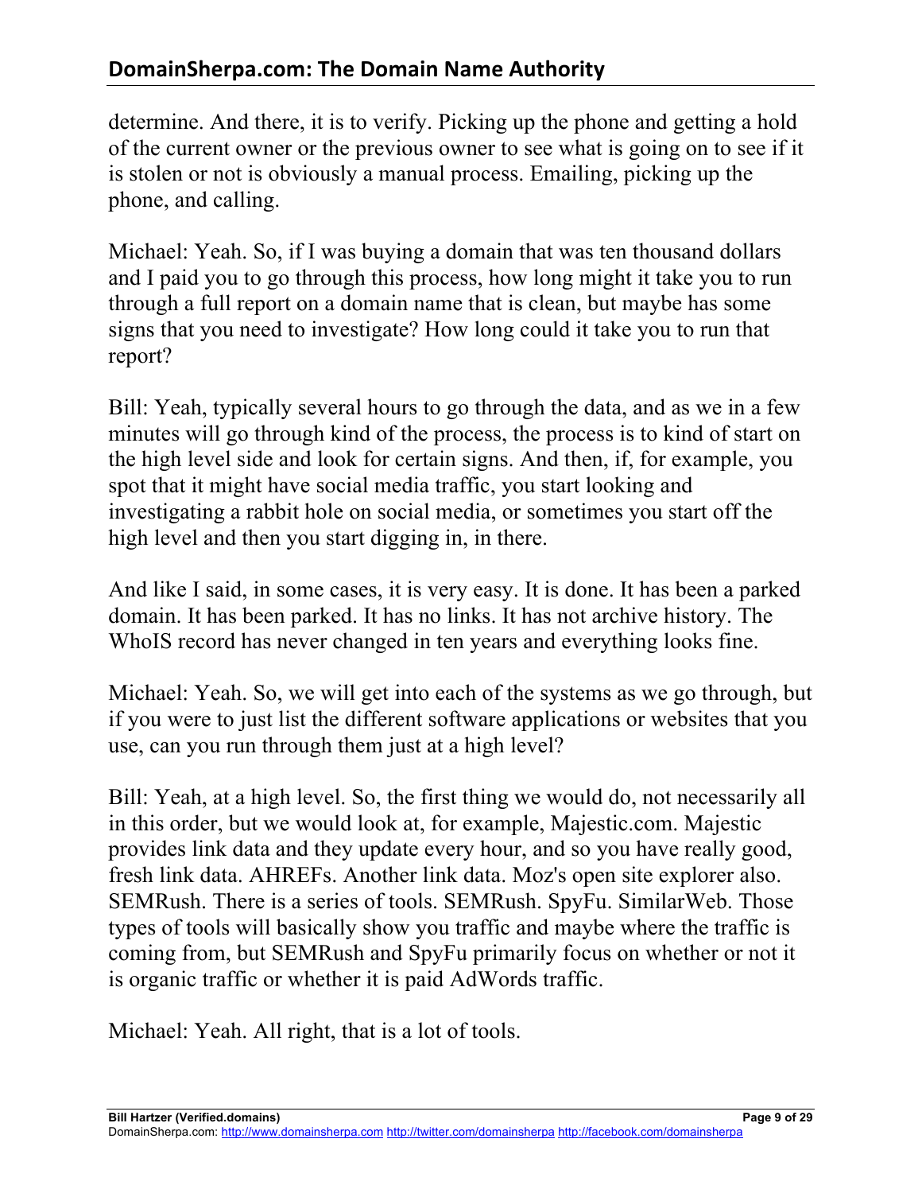determine. And there, it is to verify. Picking up the phone and getting a hold of the current owner or the previous owner to see what is going on to see if it is stolen or not is obviously a manual process. Emailing, picking up the phone, and calling.

Michael: Yeah. So, if I was buying a domain that was ten thousand dollars and I paid you to go through this process, how long might it take you to run through a full report on a domain name that is clean, but maybe has some signs that you need to investigate? How long could it take you to run that report?

Bill: Yeah, typically several hours to go through the data, and as we in a few minutes will go through kind of the process, the process is to kind of start on the high level side and look for certain signs. And then, if, for example, you spot that it might have social media traffic, you start looking and investigating a rabbit hole on social media, or sometimes you start off the high level and then you start digging in, in there.

And like I said, in some cases, it is very easy. It is done. It has been a parked domain. It has been parked. It has no links. It has not archive history. The WhoIS record has never changed in ten years and everything looks fine.

Michael: Yeah. So, we will get into each of the systems as we go through, but if you were to just list the different software applications or websites that you use, can you run through them just at a high level?

Bill: Yeah, at a high level. So, the first thing we would do, not necessarily all in this order, but we would look at, for example, Majestic.com. Majestic provides link data and they update every hour, and so you have really good, fresh link data. AHREFs. Another link data. Moz's open site explorer also. SEMRush. There is a series of tools. SEMRush. SpyFu. SimilarWeb. Those types of tools will basically show you traffic and maybe where the traffic is coming from, but SEMRush and SpyFu primarily focus on whether or not it is organic traffic or whether it is paid AdWords traffic.

Michael: Yeah. All right, that is a lot of tools.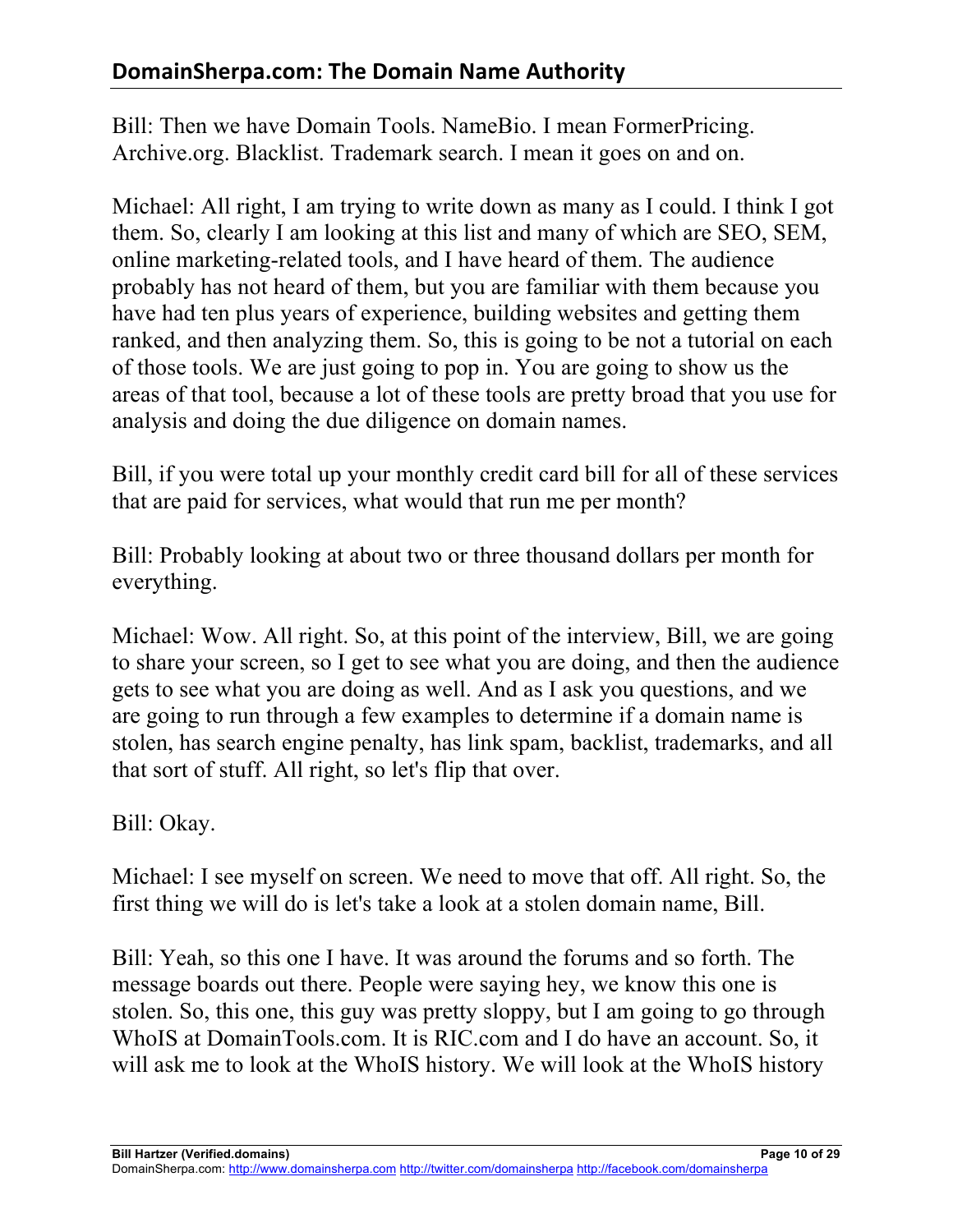Bill: Then we have Domain Tools. NameBio. I mean FormerPricing. Archive.org. Blacklist. Trademark search. I mean it goes on and on.

Michael: All right, I am trying to write down as many as I could. I think I got them. So, clearly I am looking at this list and many of which are SEO, SEM, online marketing-related tools, and I have heard of them. The audience probably has not heard of them, but you are familiar with them because you have had ten plus years of experience, building websites and getting them ranked, and then analyzing them. So, this is going to be not a tutorial on each of those tools. We are just going to pop in. You are going to show us the areas of that tool, because a lot of these tools are pretty broad that you use for analysis and doing the due diligence on domain names.

Bill, if you were total up your monthly credit card bill for all of these services that are paid for services, what would that run me per month?

Bill: Probably looking at about two or three thousand dollars per month for everything.

Michael: Wow. All right. So, at this point of the interview, Bill, we are going to share your screen, so I get to see what you are doing, and then the audience gets to see what you are doing as well. And as I ask you questions, and we are going to run through a few examples to determine if a domain name is stolen, has search engine penalty, has link spam, backlist, trademarks, and all that sort of stuff. All right, so let's flip that over.

Bill: Okay.

Michael: I see myself on screen. We need to move that off. All right. So, the first thing we will do is let's take a look at a stolen domain name, Bill.

Bill: Yeah, so this one I have. It was around the forums and so forth. The message boards out there. People were saying hey, we know this one is stolen. So, this one, this guy was pretty sloppy, but I am going to go through WhoIS at DomainTools.com. It is RIC.com and I do have an account. So, it will ask me to look at the WhoIS history. We will look at the WhoIS history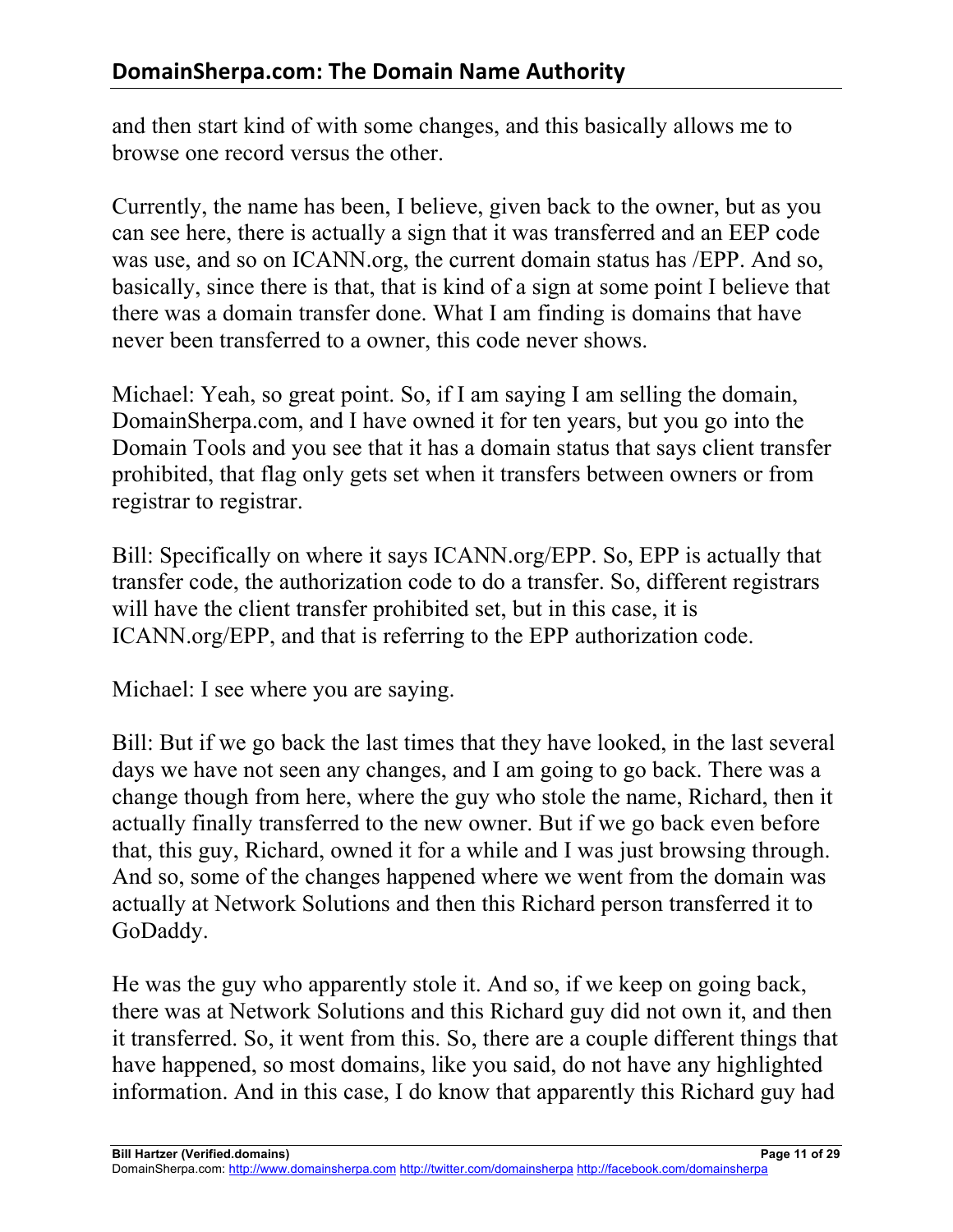and then start kind of with some changes, and this basically allows me to browse one record versus the other.

Currently, the name has been, I believe, given back to the owner, but as you can see here, there is actually a sign that it was transferred and an EEP code was use, and so on ICANN.org, the current domain status has /EPP. And so, basically, since there is that, that is kind of a sign at some point I believe that there was a domain transfer done. What I am finding is domains that have never been transferred to a owner, this code never shows.

Michael: Yeah, so great point. So, if I am saying I am selling the domain, DomainSherpa.com, and I have owned it for ten years, but you go into the Domain Tools and you see that it has a domain status that says client transfer prohibited, that flag only gets set when it transfers between owners or from registrar to registrar.

Bill: Specifically on where it says ICANN.org/EPP. So, EPP is actually that transfer code, the authorization code to do a transfer. So, different registrars will have the client transfer prohibited set, but in this case, it is ICANN.org/EPP, and that is referring to the EPP authorization code.

Michael: I see where you are saying.

Bill: But if we go back the last times that they have looked, in the last several days we have not seen any changes, and I am going to go back. There was a change though from here, where the guy who stole the name, Richard, then it actually finally transferred to the new owner. But if we go back even before that, this guy, Richard, owned it for a while and I was just browsing through. And so, some of the changes happened where we went from the domain was actually at Network Solutions and then this Richard person transferred it to GoDaddy.

He was the guy who apparently stole it. And so, if we keep on going back, there was at Network Solutions and this Richard guy did not own it, and then it transferred. So, it went from this. So, there are a couple different things that have happened, so most domains, like you said, do not have any highlighted information. And in this case, I do know that apparently this Richard guy had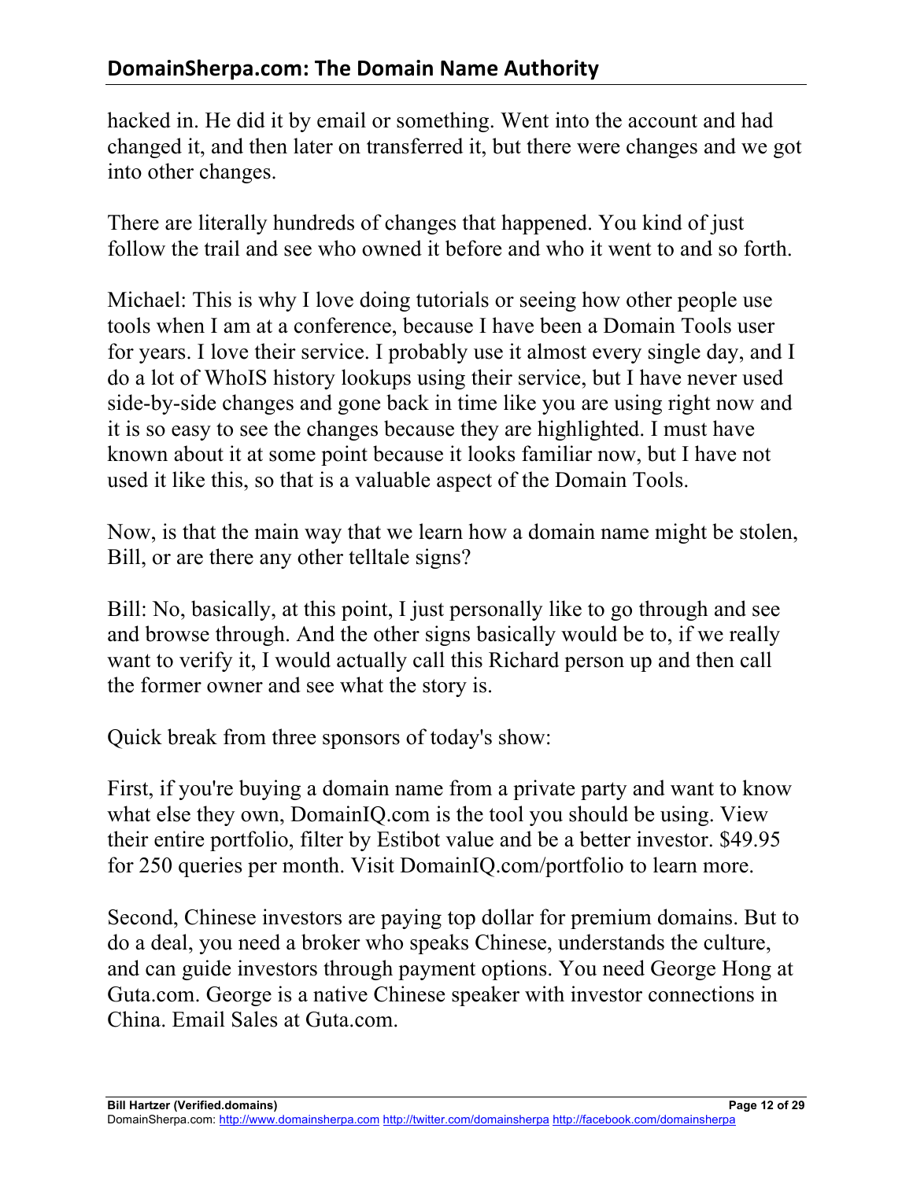hacked in. He did it by email or something. Went into the account and had changed it, and then later on transferred it, but there were changes and we got into other changes.

There are literally hundreds of changes that happened. You kind of just follow the trail and see who owned it before and who it went to and so forth.

Michael: This is why I love doing tutorials or seeing how other people use tools when I am at a conference, because I have been a Domain Tools user for years. I love their service. I probably use it almost every single day, and I do a lot of WhoIS history lookups using their service, but I have never used side-by-side changes and gone back in time like you are using right now and it is so easy to see the changes because they are highlighted. I must have known about it at some point because it looks familiar now, but I have not used it like this, so that is a valuable aspect of the Domain Tools.

Now, is that the main way that we learn how a domain name might be stolen, Bill, or are there any other telltale signs?

Bill: No, basically, at this point, I just personally like to go through and see and browse through. And the other signs basically would be to, if we really want to verify it, I would actually call this Richard person up and then call the former owner and see what the story is.

Quick break from three sponsors of today's show:

First, if you're buying a domain name from a private party and want to know what else they own, DomainIQ.com is the tool you should be using. View their entire portfolio, filter by Estibot value and be a better investor. $49.95 for 250 queries per month. Visit DomainIQ.com/portfolio to learn more.

Second, Chinese investors are paying top dollar for premium domains. But to do a deal, you need a broker who speaks Chinese, understands the culture, and can guide investors through payment options. You need George Hong at Guta.com. George is a native Chinese speaker with investor connections in China. Email Sales at Guta.com.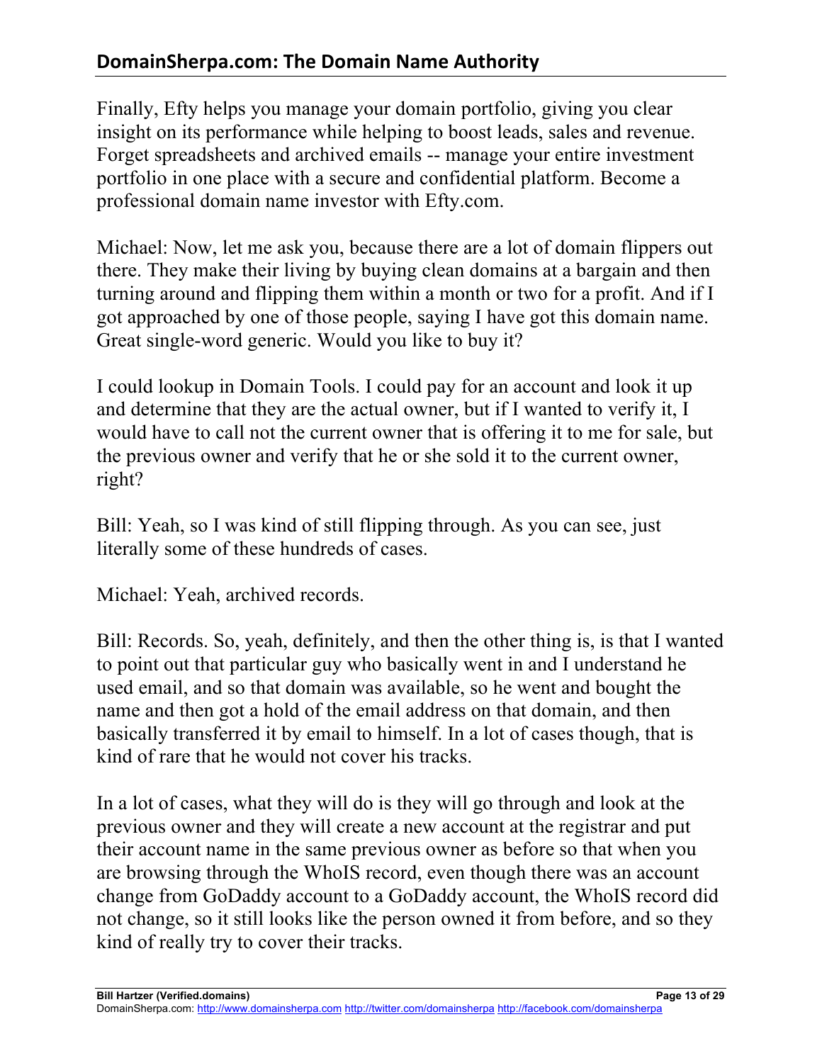Finally, Efty helps you manage your domain portfolio, giving you clear insight on its performance while helping to boost leads, sales and revenue. Forget spreadsheets and archived emails -- manage your entire investment portfolio in one place with a secure and confidential platform. Become a professional domain name investor with Efty.com.

Michael: Now, let me ask you, because there are a lot of domain flippers out there. They make their living by buying clean domains at a bargain and then turning around and flipping them within a month or two for a profit. And if I got approached by one of those people, saying I have got this domain name. Great single-word generic. Would you like to buy it?

I could lookup in Domain Tools. I could pay for an account and look it up and determine that they are the actual owner, but if I wanted to verify it, I would have to call not the current owner that is offering it to me for sale, but the previous owner and verify that he or she sold it to the current owner, right?

Bill: Yeah, so I was kind of still flipping through. As you can see, just literally some of these hundreds of cases.

Michael: Yeah, archived records.

Bill: Records. So, yeah, definitely, and then the other thing is, is that I wanted to point out that particular guy who basically went in and I understand he used email, and so that domain was available, so he went and bought the name and then got a hold of the email address on that domain, and then basically transferred it by email to himself. In a lot of cases though, that is kind of rare that he would not cover his tracks.

In a lot of cases, what they will do is they will go through and look at the previous owner and they will create a new account at the registrar and put their account name in the same previous owner as before so that when you are browsing through the WhoIS record, even though there was an account change from GoDaddy account to a GoDaddy account, the WhoIS record did not change, so it still looks like the person owned it from before, and so they kind of really try to cover their tracks.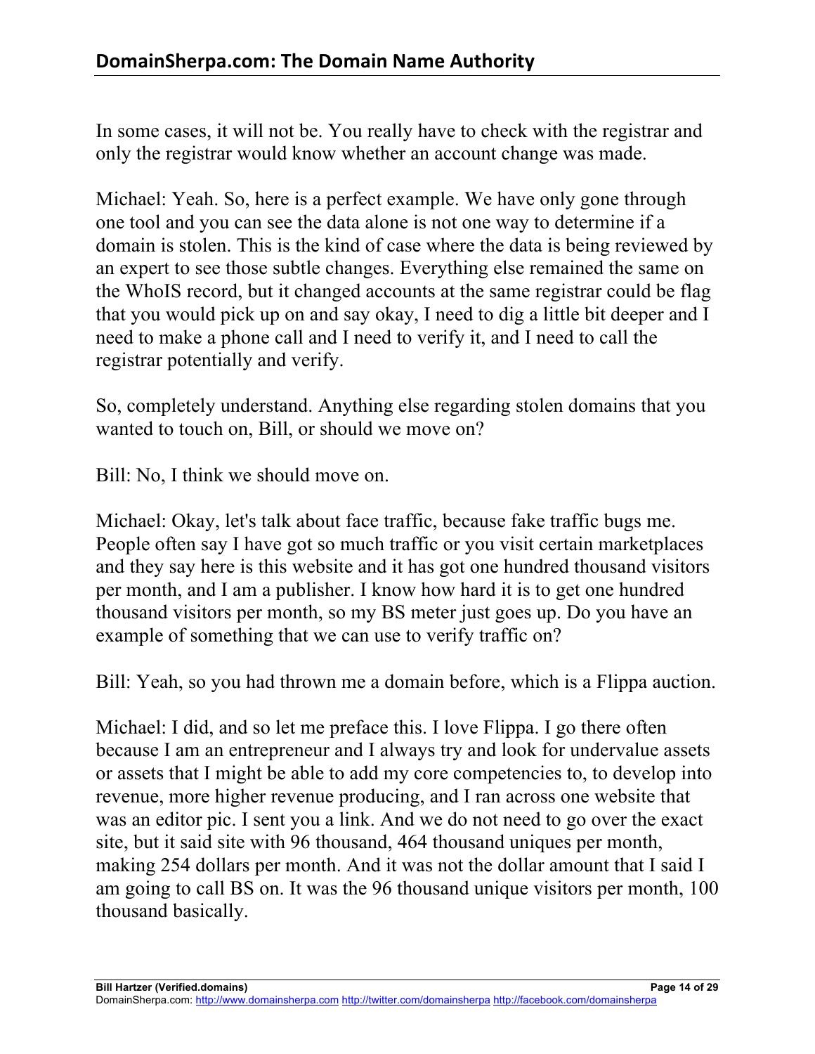In some cases, it will not be. You really have to check with the registrar and only the registrar would know whether an account change was made.

Michael: Yeah. So, here is a perfect example. We have only gone through one tool and you can see the data alone is not one way to determine if a domain is stolen. This is the kind of case where the data is being reviewed by an expert to see those subtle changes. Everything else remained the same on the WhoIS record, but it changed accounts at the same registrar could be flag that you would pick up on and say okay, I need to dig a little bit deeper and I need to make a phone call and I need to verify it, and I need to call the registrar potentially and verify.

So, completely understand. Anything else regarding stolen domains that you wanted to touch on, Bill, or should we move on?

Bill: No, I think we should move on.

Michael: Okay, let's talk about face traffic, because fake traffic bugs me. People often say I have got so much traffic or you visit certain marketplaces and they say here is this website and it has got one hundred thousand visitors per month, and I am a publisher. I know how hard it is to get one hundred thousand visitors per month, so my BS meter just goes up. Do you have an example of something that we can use to verify traffic on?

Bill: Yeah, so you had thrown me a domain before, which is a Flippa auction.

Michael: I did, and so let me preface this. I love Flippa. I go there often because I am an entrepreneur and I always try and look for undervalue assets or assets that I might be able to add my core competencies to, to develop into revenue, more higher revenue producing, and I ran across one website that was an editor pic. I sent you a link. And we do not need to go over the exact site, but it said site with 96 thousand, 464 thousand uniques per month, making 254 dollars per month. And it was not the dollar amount that I said I am going to call BS on. It was the 96 thousand unique visitors per month, 100 thousand basically.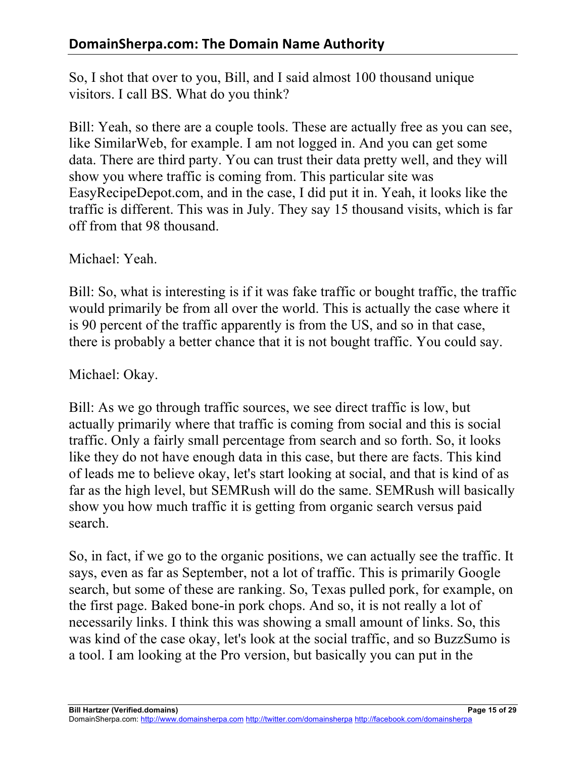So, I shot that over to you, Bill, and I said almost 100 thousand unique visitors. I call BS. What do you think?

Bill: Yeah, so there are a couple tools. These are actually free as you can see, like SimilarWeb, for example. I am not logged in. And you can get some data. There are third party. You can trust their data pretty well, and they will show you where traffic is coming from. This particular site was EasyRecipeDepot.com, and in the case, I did put it in. Yeah, it looks like the traffic is different. This was in July. They say 15 thousand visits, which is far off from that 98 thousand.

Michael: Yeah.

Bill: So, what is interesting is if it was fake traffic or bought traffic, the traffic would primarily be from all over the world. This is actually the case where it is 90 percent of the traffic apparently is from the US, and so in that case, there is probably a better chance that it is not bought traffic. You could say.

Michael: Okay.

Bill: As we go through traffic sources, we see direct traffic is low, but actually primarily where that traffic is coming from social and this is social traffic. Only a fairly small percentage from search and so forth. So, it looks like they do not have enough data in this case, but there are facts. This kind of leads me to believe okay, let's start looking at social, and that is kind of as far as the high level, but SEMRush will do the same. SEMRush will basically show you how much traffic it is getting from organic search versus paid search.

So, in fact, if we go to the organic positions, we can actually see the traffic. It says, even as far as September, not a lot of traffic. This is primarily Google search, but some of these are ranking. So, Texas pulled pork, for example, on the first page. Baked bone-in pork chops. And so, it is not really a lot of necessarily links. I think this was showing a small amount of links. So, this was kind of the case okay, let's look at the social traffic, and so BuzzSumo is a tool. I am looking at the Pro version, but basically you can put in the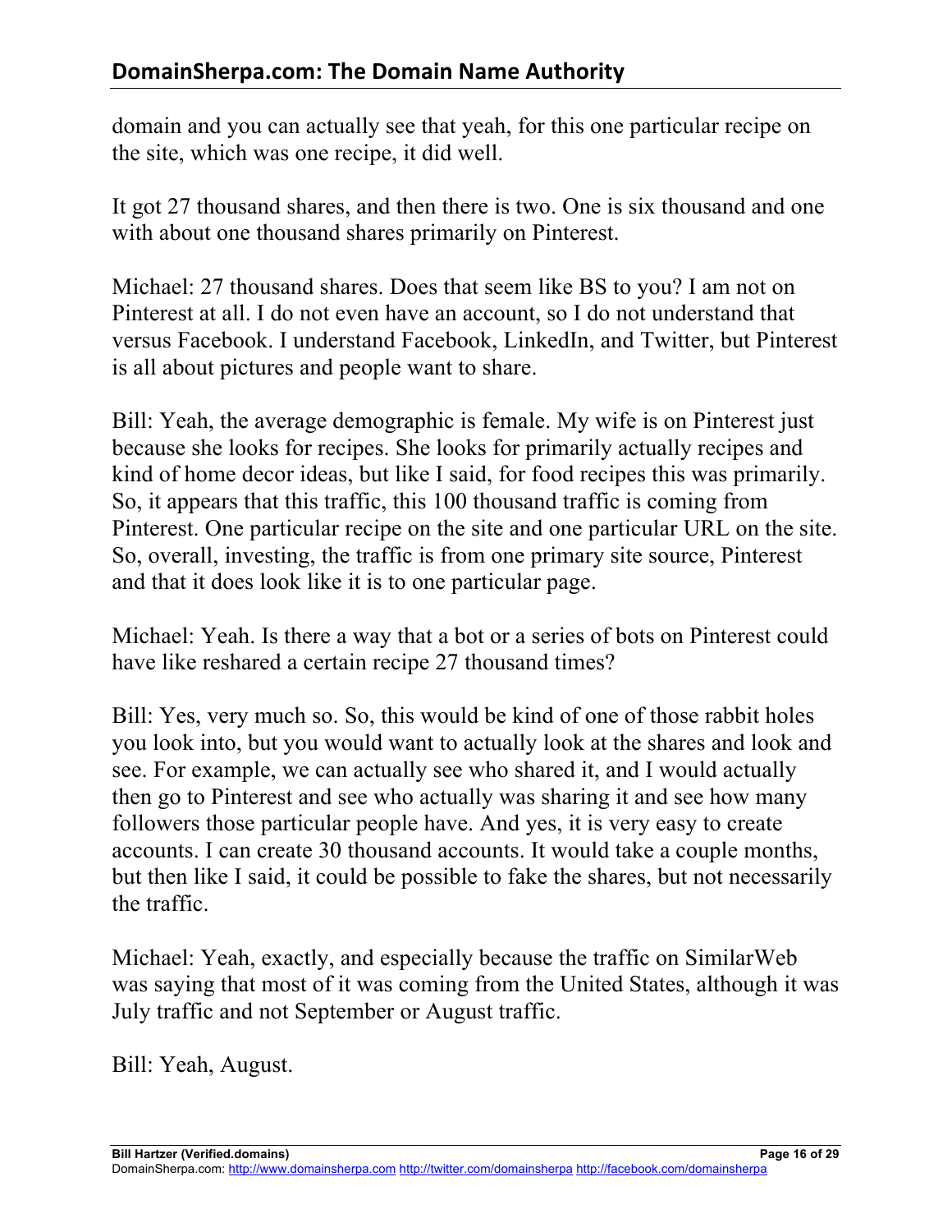domain and you can actually see that yeah, for this one particular recipe on the site, which was one recipe, it did well.

It got 27 thousand shares, and then there is two. One is six thousand and one with about one thousand shares primarily on Pinterest.

Michael: 27 thousand shares. Does that seem like BS to you? I am not on Pinterest at all. I do not even have an account, so I do not understand that versus Facebook. I understand Facebook, LinkedIn, and Twitter, but Pinterest is all about pictures and people want to share.

Bill: Yeah, the average demographic is female. My wife is on Pinterest just because she looks for recipes. She looks for primarily actually recipes and kind of home decor ideas, but like I said, for food recipes this was primarily. So, it appears that this traffic, this 100 thousand traffic is coming from Pinterest. One particular recipe on the site and one particular URL on the site. So, overall, investing, the traffic is from one primary site source, Pinterest and that it does look like it is to one particular page.

Michael: Yeah. Is there a way that a bot or a series of bots on Pinterest could have like reshared a certain recipe 27 thousand times?

Bill: Yes, very much so. So, this would be kind of one of those rabbit holes you look into, but you would want to actually look at the shares and look and see. For example, we can actually see who shared it, and I would actually then go to Pinterest and see who actually was sharing it and see how many followers those particular people have. And yes, it is very easy to create accounts. I can create 30 thousand accounts. It would take a couple months, but then like I said, it could be possible to fake the shares, but not necessarily the traffic.

Michael: Yeah, exactly, and especially because the traffic on SimilarWeb was saying that most of it was coming from the United States, although it was July traffic and not September or August traffic.

Bill: Yeah, August.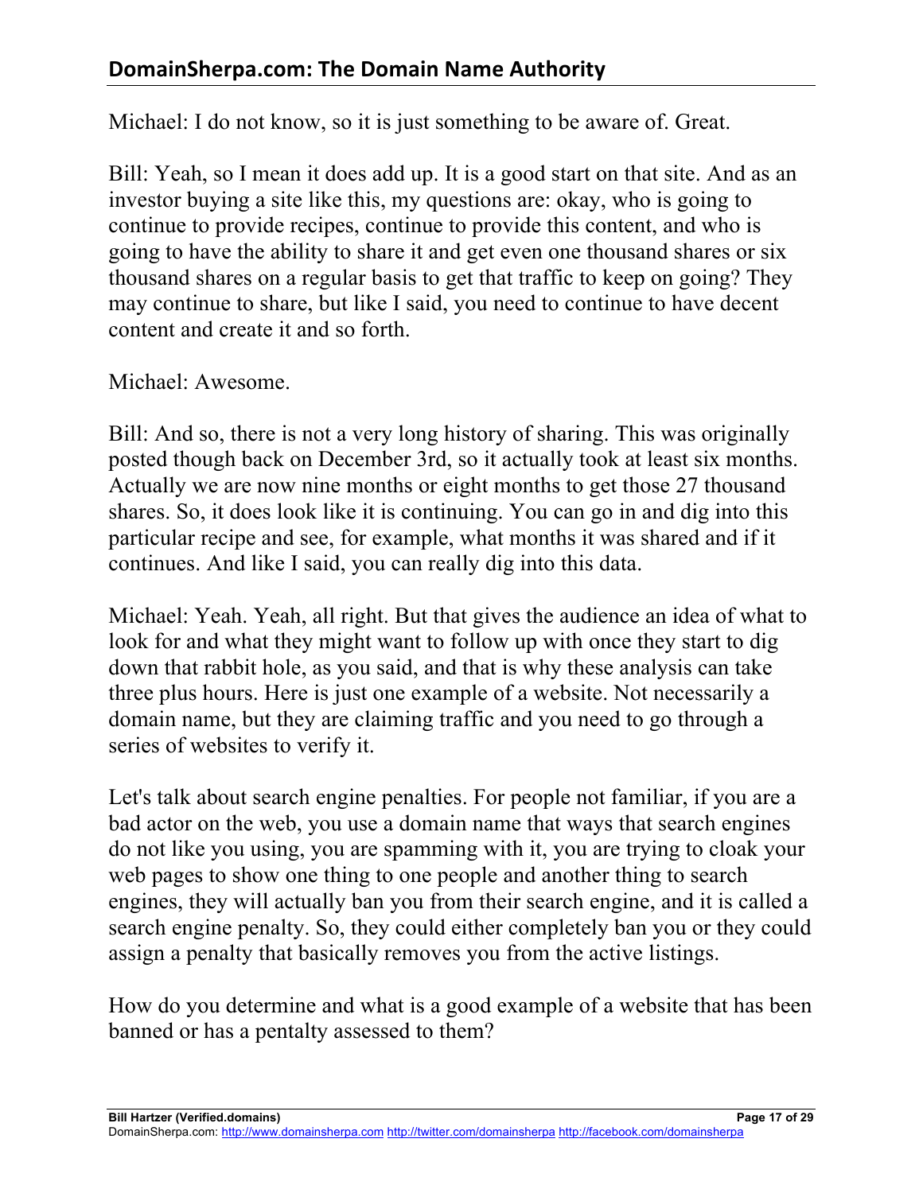Michael: I do not know, so it is just something to be aware of. Great.

Bill: Yeah, so I mean it does add up. It is a good start on that site. And as an investor buying a site like this, my questions are: okay, who is going to continue to provide recipes, continue to provide this content, and who is going to have the ability to share it and get even one thousand shares or six thousand shares on a regular basis to get that traffic to keep on going? They may continue to share, but like I said, you need to continue to have decent content and create it and so forth.

Michael: Awesome.

Bill: And so, there is not a very long history of sharing. This was originally posted though back on December 3rd, so it actually took at least six months. Actually we are now nine months or eight months to get those 27 thousand shares. So, it does look like it is continuing. You can go in and dig into this particular recipe and see, for example, what months it was shared and if it continues. And like I said, you can really dig into this data.

Michael: Yeah. Yeah, all right. But that gives the audience an idea of what to look for and what they might want to follow up with once they start to dig down that rabbit hole, as you said, and that is why these analysis can take three plus hours. Here is just one example of a website. Not necessarily a domain name, but they are claiming traffic and you need to go through a series of websites to verify it.

Let's talk about search engine penalties. For people not familiar, if you are a bad actor on the web, you use a domain name that ways that search engines do not like you using, you are spamming with it, you are trying to cloak your web pages to show one thing to one people and another thing to search engines, they will actually ban you from their search engine, and it is called a search engine penalty. So, they could either completely ban you or they could assign a penalty that basically removes you from the active listings.

How do you determine and what is a good example of a website that has been banned or has a pentalty assessed to them?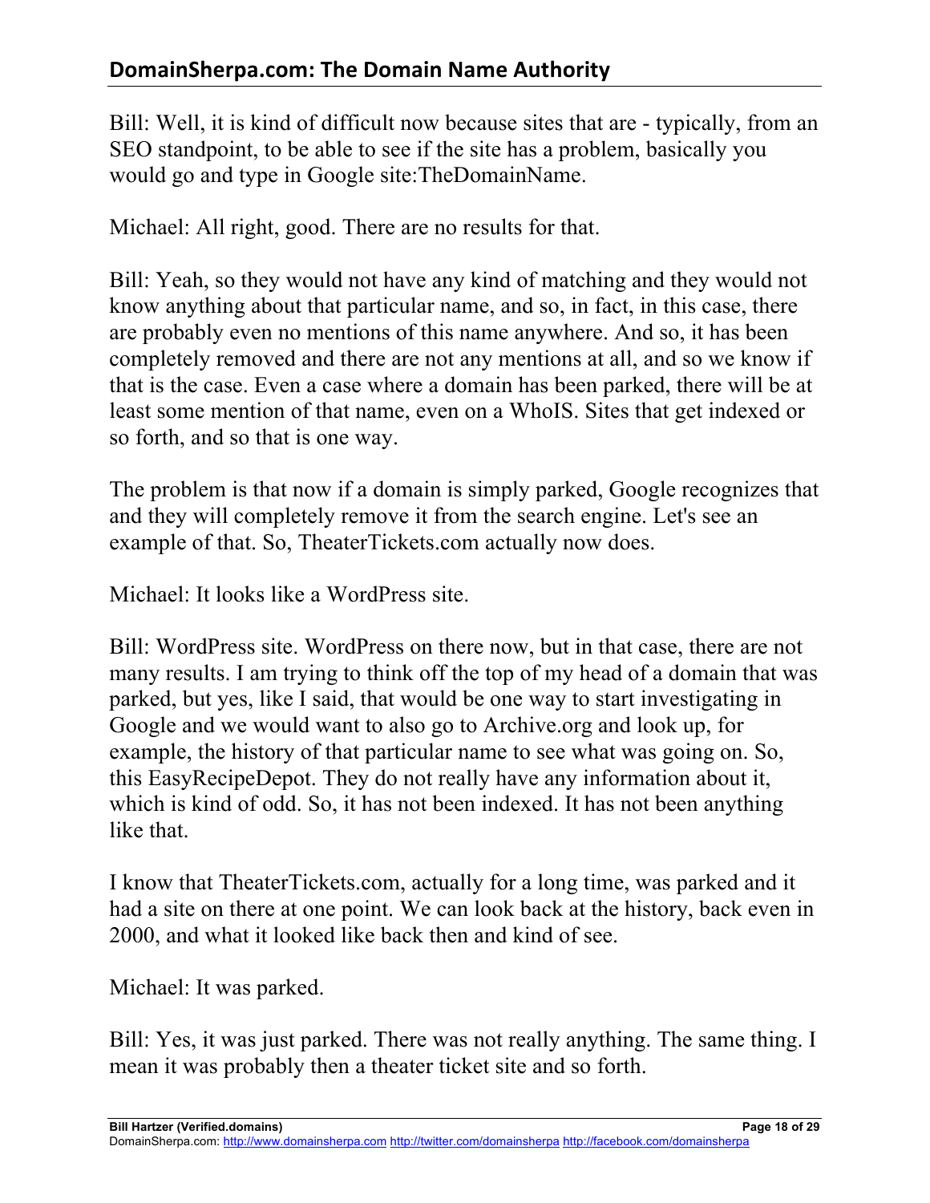Bill: Well, it is kind of difficult now because sites that are - typically, from an SEO standpoint, to be able to see if the site has a problem, basically you would go and type in Google site:TheDomainName.

Michael: All right, good. There are no results for that.

Bill: Yeah, so they would not have any kind of matching and they would not know anything about that particular name, and so, in fact, in this case, there are probably even no mentions of this name anywhere. And so, it has been completely removed and there are not any mentions at all, and so we know if that is the case. Even a case where a domain has been parked, there will be at least some mention of that name, even on a WhoIS. Sites that get indexed or so forth, and so that is one way.

The problem is that now if a domain is simply parked, Google recognizes that and they will completely remove it from the search engine. Let's see an example of that. So, TheaterTickets.com actually now does.

Michael: It looks like a WordPress site.

Bill: WordPress site. WordPress on there now, but in that case, there are not many results. I am trying to think off the top of my head of a domain that was parked, but yes, like I said, that would be one way to start investigating in Google and we would want to also go to Archive.org and look up, for example, the history of that particular name to see what was going on. So, this EasyRecipeDepot. They do not really have any information about it, which is kind of odd. So, it has not been indexed. It has not been anything like that.

I know that TheaterTickets.com, actually for a long time, was parked and it had a site on there at one point. We can look back at the history, back even in 2000, and what it looked like back then and kind of see.

Michael: It was parked.

Bill: Yes, it was just parked. There was not really anything. The same thing. I mean it was probably then a theater ticket site and so forth.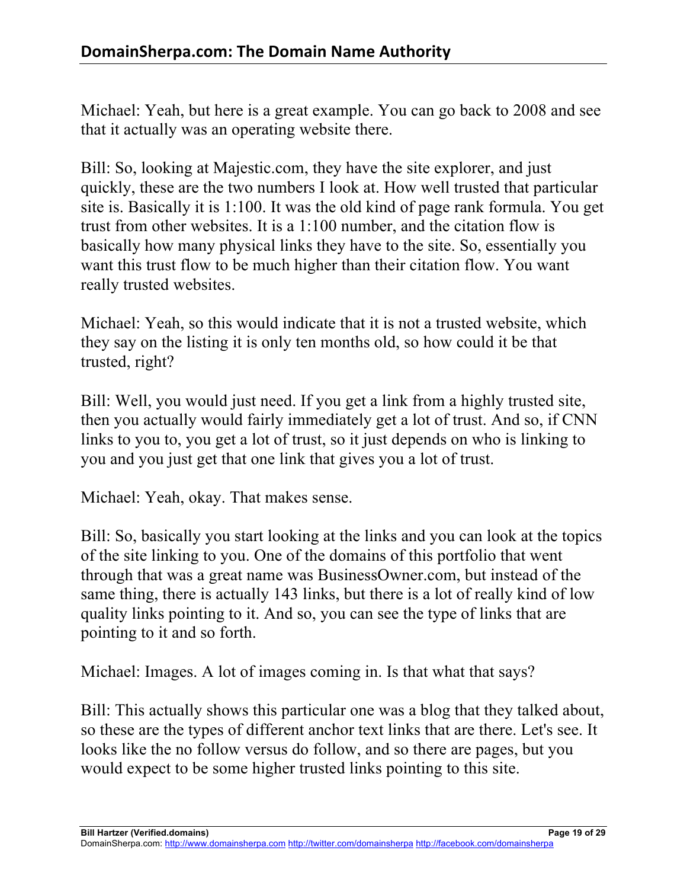Michael: Yeah, but here is a great example. You can go back to 2008 and see that it actually was an operating website there.

Bill: So, looking at Majestic.com, they have the site explorer, and just quickly, these are the two numbers I look at. How well trusted that particular site is. Basically it is 1:100. It was the old kind of page rank formula. You get trust from other websites. It is a 1:100 number, and the citation flow is basically how many physical links they have to the site. So, essentially you want this trust flow to be much higher than their citation flow. You want really trusted websites.

Michael: Yeah, so this would indicate that it is not a trusted website, which they say on the listing it is only ten months old, so how could it be that trusted, right?

Bill: Well, you would just need. If you get a link from a highly trusted site, then you actually would fairly immediately get a lot of trust. And so, if CNN links to you to, you get a lot of trust, so it just depends on who is linking to you and you just get that one link that gives you a lot of trust.

Michael: Yeah, okay. That makes sense.

Bill: So, basically you start looking at the links and you can look at the topics of the site linking to you. One of the domains of this portfolio that went through that was a great name was BusinessOwner.com, but instead of the same thing, there is actually 143 links, but there is a lot of really kind of low quality links pointing to it. And so, you can see the type of links that are pointing to it and so forth.

Michael: Images. A lot of images coming in. Is that what that says?

Bill: This actually shows this particular one was a blog that they talked about, so these are the types of different anchor text links that are there. Let's see. It looks like the no follow versus do follow, and so there are pages, but you would expect to be some higher trusted links pointing to this site.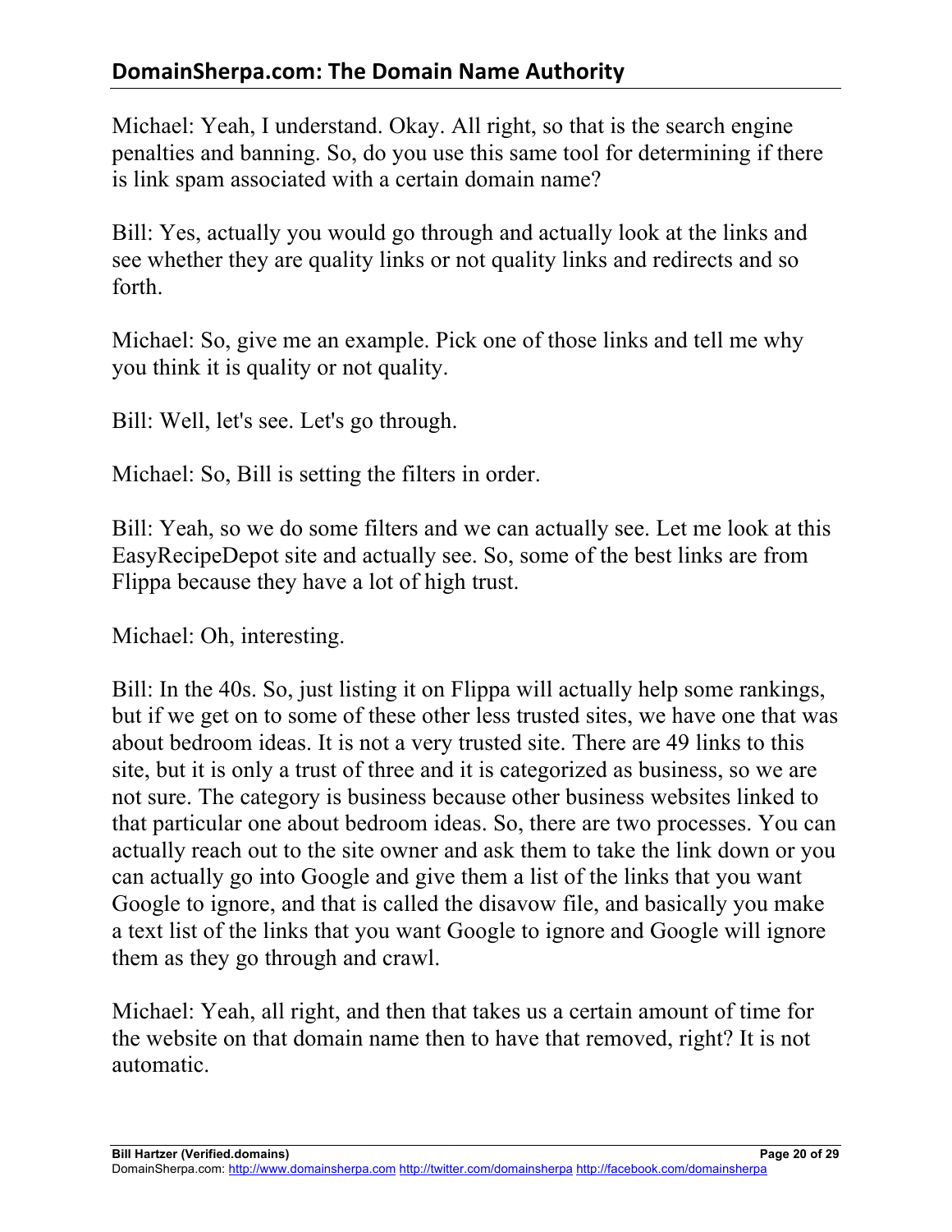Michael: Yeah, I understand. Okay. All right, so that is the search engine penalties and banning. So, do you use this same tool for determining if there is link spam associated with a certain domain name?

Bill: Yes, actually you would go through and actually look at the links and see whether they are quality links or not quality links and redirects and so forth.

Michael: So, give me an example. Pick one of those links and tell me why you think it is quality or not quality.

Bill: Well, let's see. Let's go through.

Michael: So, Bill is setting the filters in order.

Bill: Yeah, so we do some filters and we can actually see. Let me look at this EasyRecipeDepot site and actually see. So, some of the best links are from Flippa because they have a lot of high trust.

Michael: Oh, interesting.

Bill: In the 40s. So, just listing it on Flippa will actually help some rankings, but if we get on to some of these other less trusted sites, we have one that was about bedroom ideas. It is not a very trusted site. There are 49 links to this site, but it is only a trust of three and it is categorized as business, so we are not sure. The category is business because other business websites linked to that particular one about bedroom ideas. So, there are two processes. You can actually reach out to the site owner and ask them to take the link down or you can actually go into Google and give them a list of the links that you want Google to ignore, and that is called the disavow file, and basically you make a text list of the links that you want Google to ignore and Google will ignore them as they go through and crawl.

Michael: Yeah, all right, and then that takes us a certain amount of time for the website on that domain name then to have that removed, right? It is not automatic.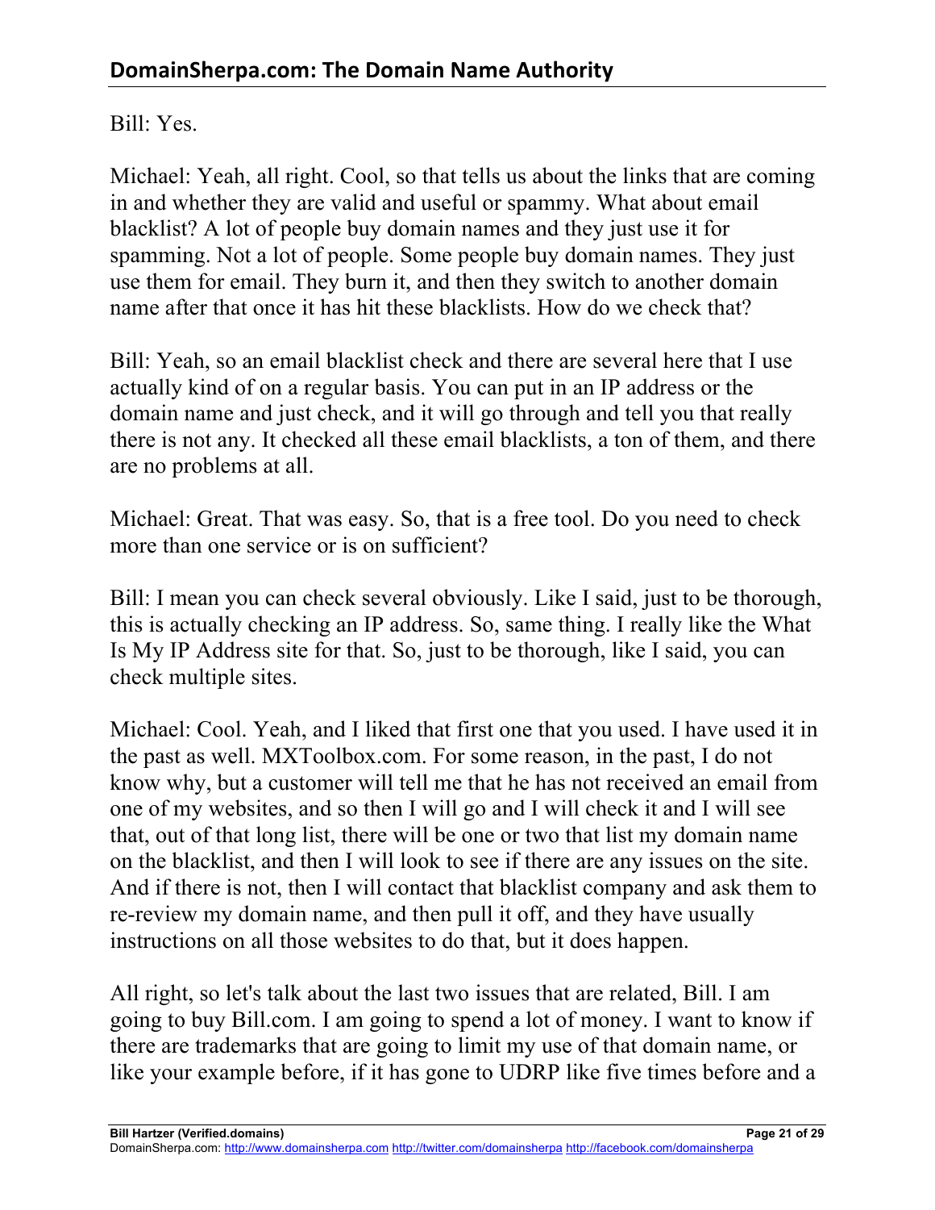Bill: Yes.

Michael: Yeah, all right. Cool, so that tells us about the links that are coming in and whether they are valid and useful or spammy. What about email blacklist? A lot of people buy domain names and they just use it for spamming. Not a lot of people. Some people buy domain names. They just use them for email. They burn it, and then they switch to another domain name after that once it has hit these blacklists. How do we check that?

Bill: Yeah, so an email blacklist check and there are several here that I use actually kind of on a regular basis. You can put in an IP address or the domain name and just check, and it will go through and tell you that really there is not any. It checked all these email blacklists, a ton of them, and there are no problems at all.

Michael: Great. That was easy. So, that is a free tool. Do you need to check more than one service or is on sufficient?

Bill: I mean you can check several obviously. Like I said, just to be thorough, this is actually checking an IP address. So, same thing. I really like the What Is My IP Address site for that. So, just to be thorough, like I said, you can check multiple sites.

Michael: Cool. Yeah, and I liked that first one that you used. I have used it in the past as well. MXToolbox.com. For some reason, in the past, I do not know why, but a customer will tell me that he has not received an email from one of my websites, and so then I will go and I will check it and I will see that, out of that long list, there will be one or two that list my domain name on the blacklist, and then I will look to see if there are any issues on the site. And if there is not, then I will contact that blacklist company and ask them to re-review my domain name, and then pull it off, and they have usually instructions on all those websites to do that, but it does happen.

All right, so let's talk about the last two issues that are related, Bill. I am going to buy Bill.com. I am going to spend a lot of money. I want to know if there are trademarks that are going to limit my use of that domain name, or like your example before, if it has gone to UDRP like five times before and a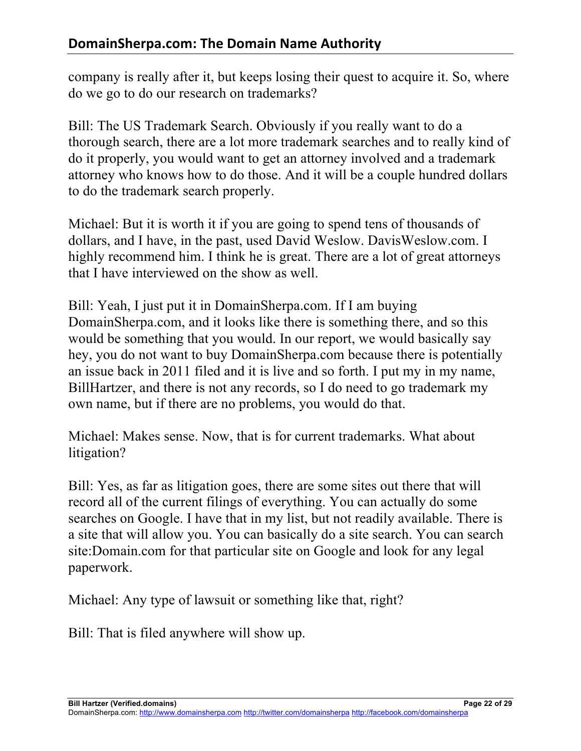company is really after it, but keeps losing their quest to acquire it. So, where do we go to do our research on trademarks?

Bill: The US Trademark Search. Obviously if you really want to do a thorough search, there are a lot more trademark searches and to really kind of do it properly, you would want to get an attorney involved and a trademark attorney who knows how to do those. And it will be a couple hundred dollars to do the trademark search properly.

Michael: But it is worth it if you are going to spend tens of thousands of dollars, and I have, in the past, used David Weslow. DavisWeslow.com. I highly recommend him. I think he is great. There are a lot of great attorneys that I have interviewed on the show as well.

Bill: Yeah, I just put it in DomainSherpa.com. If I am buying DomainSherpa.com, and it looks like there is something there, and so this would be something that you would. In our report, we would basically say hey, you do not want to buy DomainSherpa.com because there is potentially an issue back in 2011 filed and it is live and so forth. I put my in my name, BillHartzer, and there is not any records, so I do need to go trademark my own name, but if there are no problems, you would do that.

Michael: Makes sense. Now, that is for current trademarks. What about litigation?

Bill: Yes, as far as litigation goes, there are some sites out there that will record all of the current filings of everything. You can actually do some searches on Google. I have that in my list, but not readily available. There is a site that will allow you. You can basically do a site search. You can search site:Domain.com for that particular site on Google and look for any legal paperwork.

Michael: Any type of lawsuit or something like that, right?

Bill: That is filed anywhere will show up.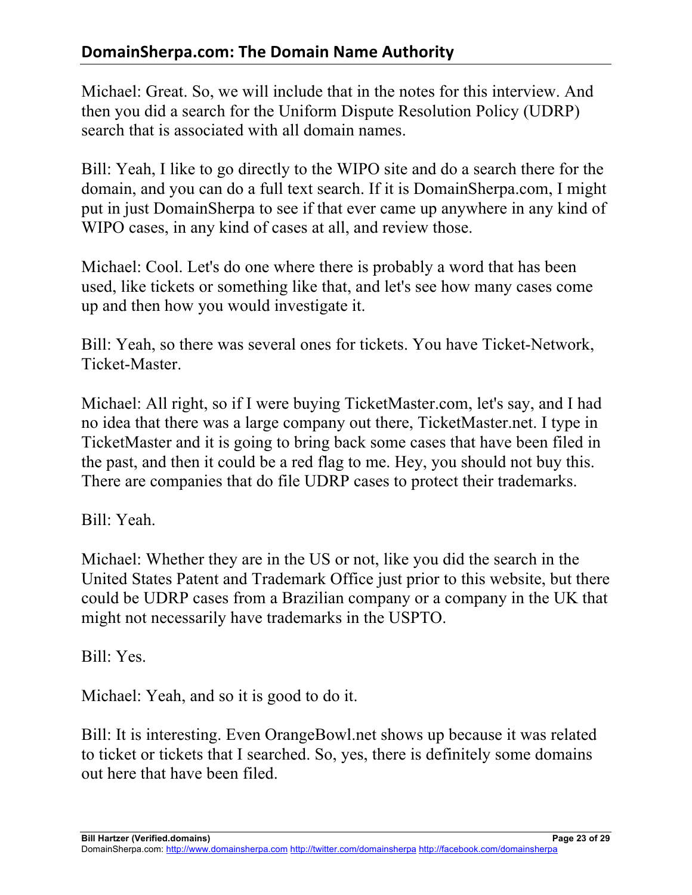Michael: Great. So, we will include that in the notes for this interview. And then you did a search for the Uniform Dispute Resolution Policy (UDRP) search that is associated with all domain names.

Bill: Yeah, I like to go directly to the WIPO site and do a search there for the domain, and you can do a full text search. If it is DomainSherpa.com, I might put in just DomainSherpa to see if that ever came up anywhere in any kind of WIPO cases, in any kind of cases at all, and review those.

Michael: Cool. Let's do one where there is probably a word that has been used, like tickets or something like that, and let's see how many cases come up and then how you would investigate it.

Bill: Yeah, so there was several ones for tickets. You have Ticket-Network, Ticket-Master.

Michael: All right, so if I were buying TicketMaster.com, let's say, and I had no idea that there was a large company out there, TicketMaster.net. I type in TicketMaster and it is going to bring back some cases that have been filed in the past, and then it could be a red flag to me. Hey, you should not buy this. There are companies that do file UDRP cases to protect their trademarks.

Bill: Yeah.

Michael: Whether they are in the US or not, like you did the search in the United States Patent and Trademark Office just prior to this website, but there could be UDRP cases from a Brazilian company or a company in the UK that might not necessarily have trademarks in the USPTO.

Bill: Yes.

Michael: Yeah, and so it is good to do it.

Bill: It is interesting. Even OrangeBowl.net shows up because it was related to ticket or tickets that I searched. So, yes, there is definitely some domains out here that have been filed.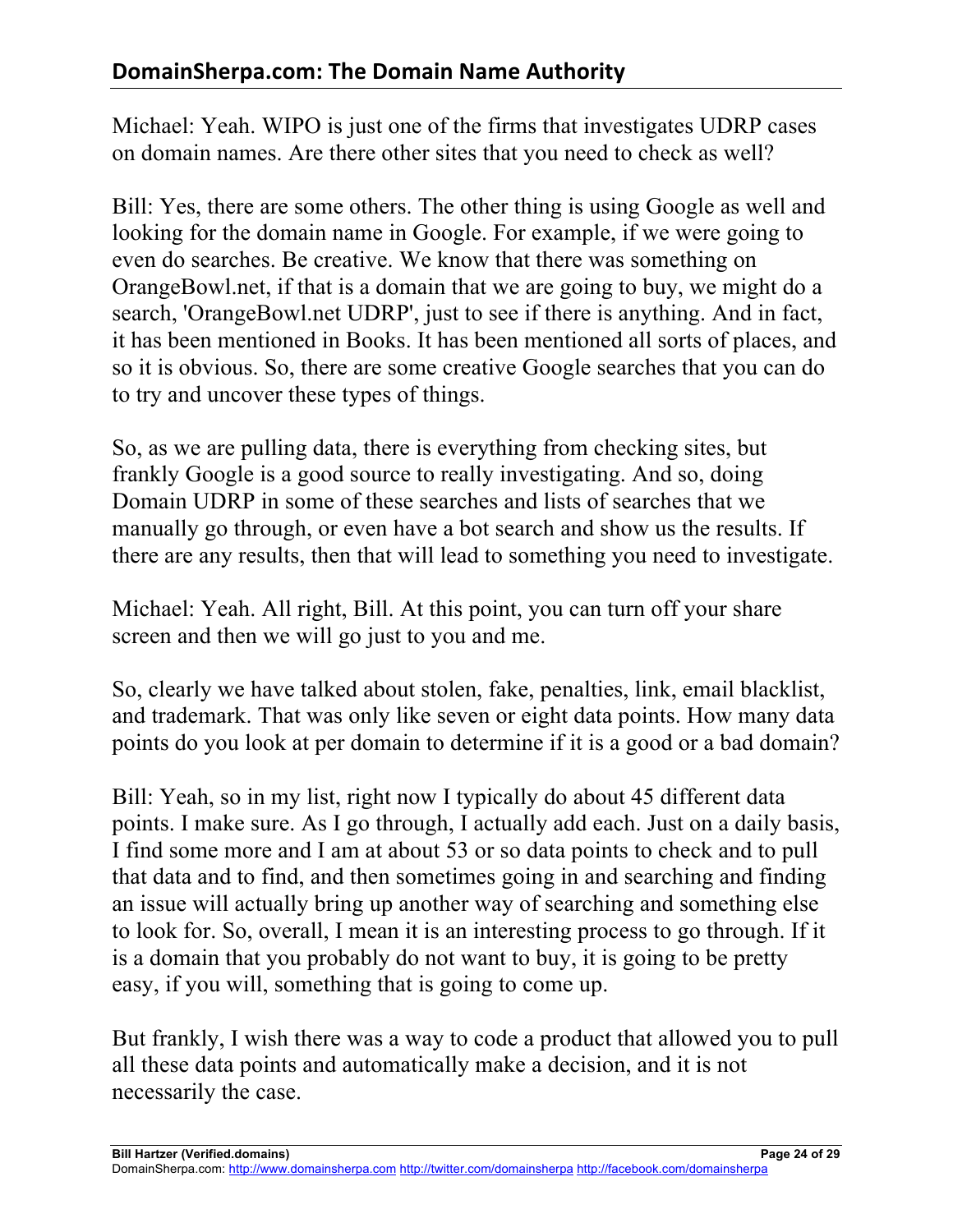Michael: Yeah. WIPO is just one of the firms that investigates UDRP cases on domain names. Are there other sites that you need to check as well?

Bill: Yes, there are some others. The other thing is using Google as well and looking for the domain name in Google. For example, if we were going to even do searches. Be creative. We know that there was something on OrangeBowl.net, if that is a domain that we are going to buy, we might do a search, 'OrangeBowl.net UDRP', just to see if there is anything. And in fact, it has been mentioned in Books. It has been mentioned all sorts of places, and so it is obvious. So, there are some creative Google searches that you can do to try and uncover these types of things.

So, as we are pulling data, there is everything from checking sites, but frankly Google is a good source to really investigating. And so, doing Domain UDRP in some of these searches and lists of searches that we manually go through, or even have a bot search and show us the results. If there are any results, then that will lead to something you need to investigate.

Michael: Yeah. All right, Bill. At this point, you can turn off your share screen and then we will go just to you and me.

So, clearly we have talked about stolen, fake, penalties, link, email blacklist, and trademark. That was only like seven or eight data points. How many data points do you look at per domain to determine if it is a good or a bad domain?

Bill: Yeah, so in my list, right now I typically do about 45 different data points. I make sure. As I go through, I actually add each. Just on a daily basis, I find some more and I am at about 53 or so data points to check and to pull that data and to find, and then sometimes going in and searching and finding an issue will actually bring up another way of searching and something else to look for. So, overall, I mean it is an interesting process to go through. If it is a domain that you probably do not want to buy, it is going to be pretty easy, if you will, something that is going to come up.

But frankly, I wish there was a way to code a product that allowed you to pull all these data points and automatically make a decision, and it is not necessarily the case.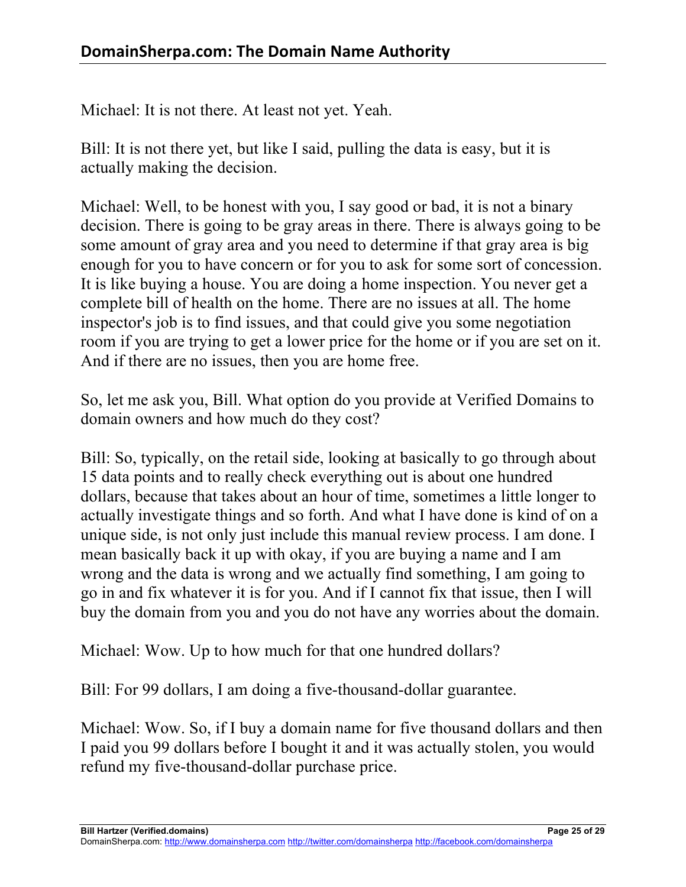Michael: It is not there. At least not yet. Yeah.

Bill: It is not there yet, but like I said, pulling the data is easy, but it is actually making the decision.

Michael: Well, to be honest with you, I say good or bad, it is not a binary decision. There is going to be gray areas in there. There is always going to be some amount of gray area and you need to determine if that gray area is big enough for you to have concern or for you to ask for some sort of concession. It is like buying a house. You are doing a home inspection. You never get a complete bill of health on the home. There are no issues at all. The home inspector's job is to find issues, and that could give you some negotiation room if you are trying to get a lower price for the home or if you are set on it. And if there are no issues, then you are home free.

So, let me ask you, Bill. What option do you provide at Verified Domains to domain owners and how much do they cost?

Bill: So, typically, on the retail side, looking at basically to go through about 15 data points and to really check everything out is about one hundred dollars, because that takes about an hour of time, sometimes a little longer to actually investigate things and so forth. And what I have done is kind of on a unique side, is not only just include this manual review process. I am done. I mean basically back it up with okay, if you are buying a name and I am wrong and the data is wrong and we actually find something, I am going to go in and fix whatever it is for you. And if I cannot fix that issue, then I will buy the domain from you and you do not have any worries about the domain.

Michael: Wow. Up to how much for that one hundred dollars?

Bill: For 99 dollars, I am doing a five-thousand-dollar guarantee.

Michael: Wow. So, if I buy a domain name for five thousand dollars and then I paid you 99 dollars before I bought it and it was actually stolen, you would refund my five-thousand-dollar purchase price.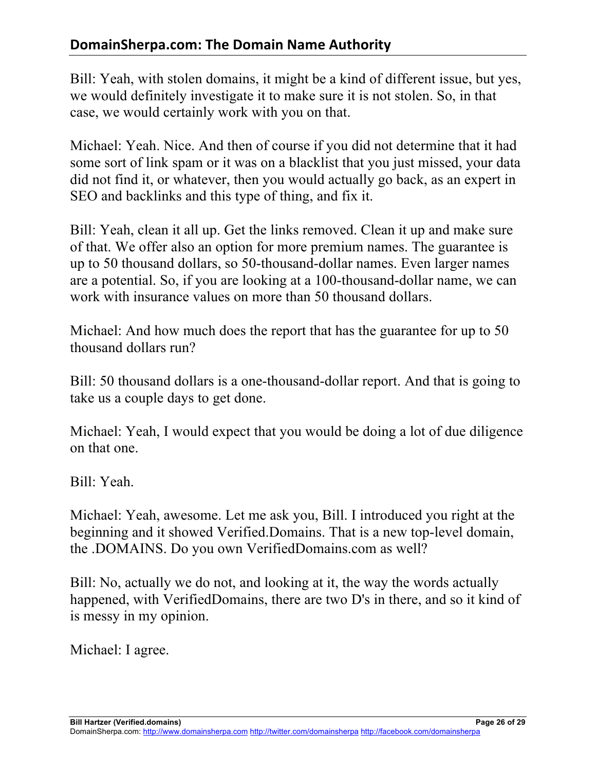Bill: Yeah, with stolen domains, it might be a kind of different issue, but yes, we would definitely investigate it to make sure it is not stolen. So, in that case, we would certainly work with you on that.

Michael: Yeah. Nice. And then of course if you did not determine that it had some sort of link spam or it was on a blacklist that you just missed, your data did not find it, or whatever, then you would actually go back, as an expert in SEO and backlinks and this type of thing, and fix it.

Bill: Yeah, clean it all up. Get the links removed. Clean it up and make sure of that. We offer also an option for more premium names. The guarantee is up to 50 thousand dollars, so 50-thousand-dollar names. Even larger names are a potential. So, if you are looking at a 100-thousand-dollar name, we can work with insurance values on more than 50 thousand dollars.

Michael: And how much does the report that has the guarantee for up to 50 thousand dollars run?

Bill: 50 thousand dollars is a one-thousand-dollar report. And that is going to take us a couple days to get done.

Michael: Yeah, I would expect that you would be doing a lot of due diligence on that one.

Bill: Yeah.

Michael: Yeah, awesome. Let me ask you, Bill. I introduced you right at the beginning and it showed Verified.Domains. That is a new top-level domain, the .DOMAINS. Do you own VerifiedDomains.com as well?

Bill: No, actually we do not, and looking at it, the way the words actually happened, with VerifiedDomains, there are two D's in there, and so it kind of is messy in my opinion.

Michael: I agree.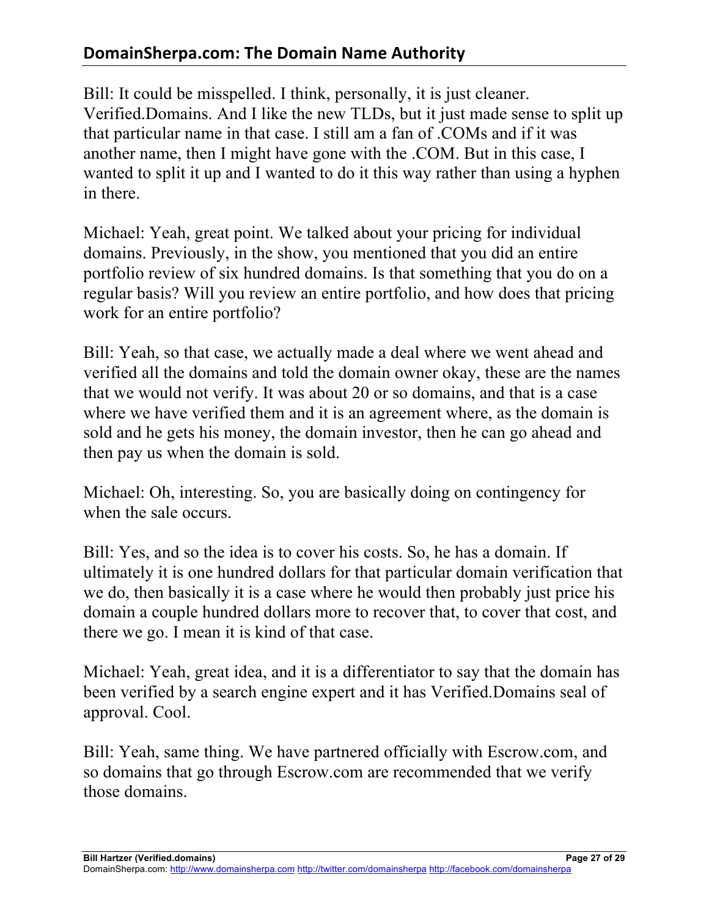Bill: It could be misspelled. I think, personally, it is just cleaner. Verified.Domains. And I like the new TLDs, but it just made sense to split up that particular name in that case. I still am a fan of .COMs and if it was another name, then I might have gone with the .COM. But in this case, I wanted to split it up and I wanted to do it this way rather than using a hyphen in there.

Michael: Yeah, great point. We talked about your pricing for individual domains. Previously, in the show, you mentioned that you did an entire portfolio review of six hundred domains. Is that something that you do on a regular basis? Will you review an entire portfolio, and how does that pricing work for an entire portfolio?

Bill: Yeah, so that case, we actually made a deal where we went ahead and verified all the domains and told the domain owner okay, these are the names that we would not verify. It was about 20 or so domains, and that is a case where we have verified them and it is an agreement where, as the domain is sold and he gets his money, the domain investor, then he can go ahead and then pay us when the domain is sold.

Michael: Oh, interesting. So, you are basically doing on contingency for when the sale occurs.

Bill: Yes, and so the idea is to cover his costs. So, he has a domain. If ultimately it is one hundred dollars for that particular domain verification that we do, then basically it is a case where he would then probably just price his domain a couple hundred dollars more to recover that, to cover that cost, and there we go. I mean it is kind of that case.

Michael: Yeah, great idea, and it is a differentiator to say that the domain has been verified by a search engine expert and it has Verified.Domains seal of approval. Cool.

Bill: Yeah, same thing. We have partnered officially with Escrow.com, and so domains that go through Escrow.com are recommended that we verify those domains.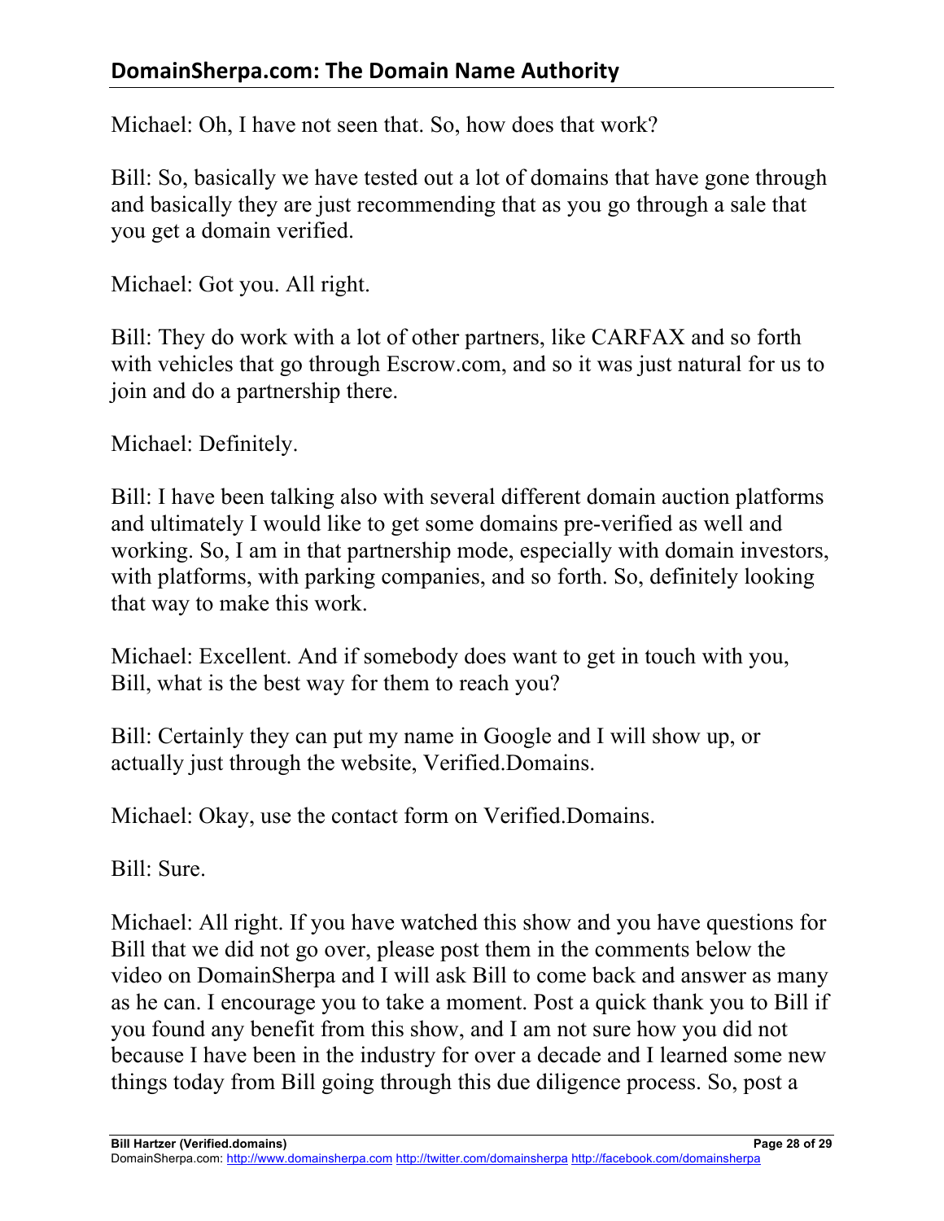Michael: Oh, I have not seen that. So, how does that work?

Bill: So, basically we have tested out a lot of domains that have gone through and basically they are just recommending that as you go through a sale that you get a domain verified.

Michael: Got you. All right.

Bill: They do work with a lot of other partners, like CARFAX and so forth with vehicles that go through Escrow.com, and so it was just natural for us to join and do a partnership there.

Michael: Definitely.

Bill: I have been talking also with several different domain auction platforms and ultimately I would like to get some domains pre-verified as well and working. So, I am in that partnership mode, especially with domain investors, with platforms, with parking companies, and so forth. So, definitely looking that way to make this work.

Michael: Excellent. And if somebody does want to get in touch with you, Bill, what is the best way for them to reach you?

Bill: Certainly they can put my name in Google and I will show up, or actually just through the website, Verified.Domains.

Michael: Okay, use the contact form on Verified.Domains.

Bill: Sure.

Michael: All right. If you have watched this show and you have questions for Bill that we did not go over, please post them in the comments below the video on DomainSherpa and I will ask Bill to come back and answer as many as he can. I encourage you to take a moment. Post a quick thank you to Bill if you found any benefit from this show, and I am not sure how you did not because I have been in the industry for over a decade and I learned some new things today from Bill going through this due diligence process. So, post a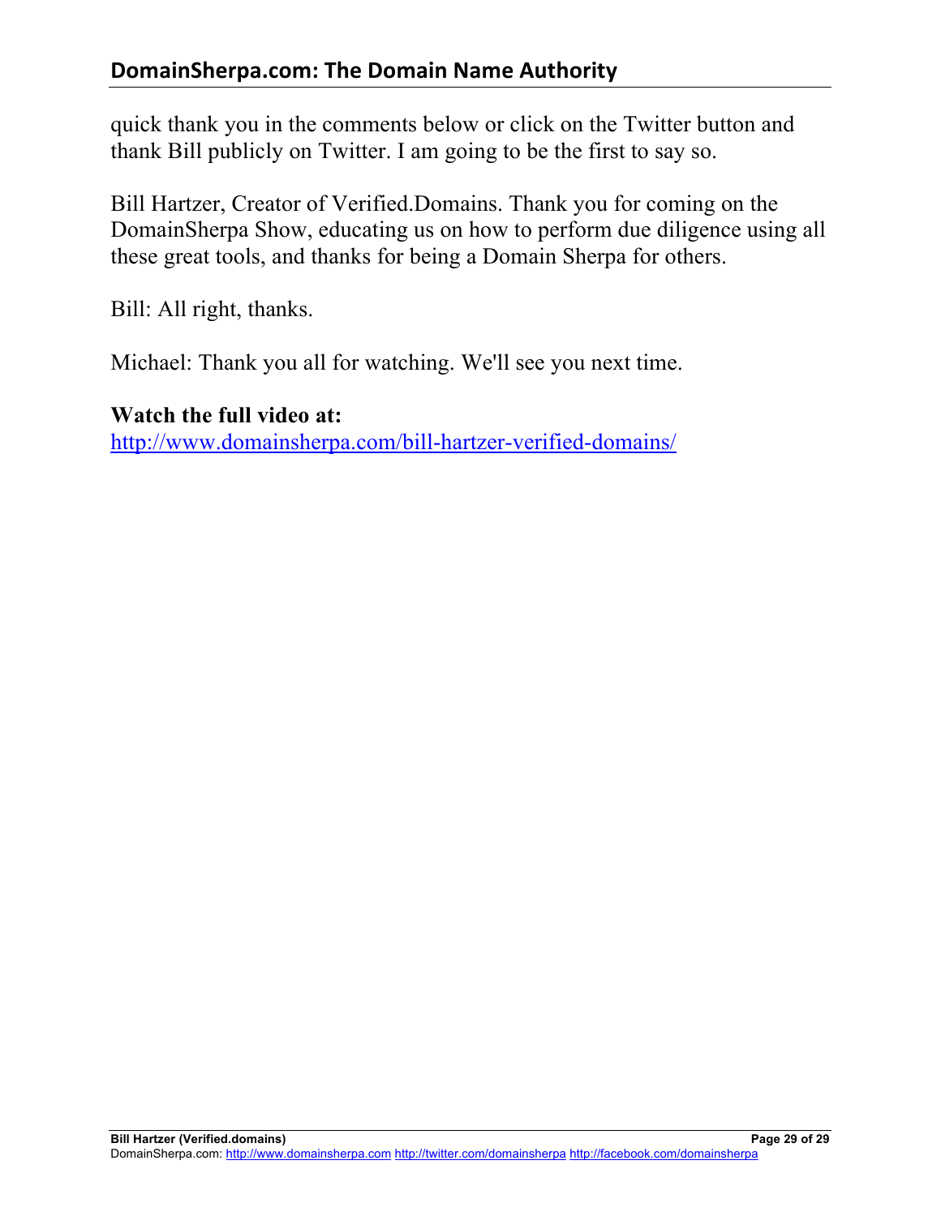quick thank you in the comments below or click on the Twitter button and thank Bill publicly on Twitter. I am going to be the first to say so.

Bill Hartzer, Creator of Verified.Domains. Thank you for coming on the DomainSherpa Show, educating us on how to perform due diligence using all these great tools, and thanks for being a Domain Sherpa for others.

Bill: All right, thanks.

Michael: Thank you all for watching. We'll see you next time.

**Watch the full video at:**
http://www.domainsherpa.com/bill-hartzer-verified-domains/